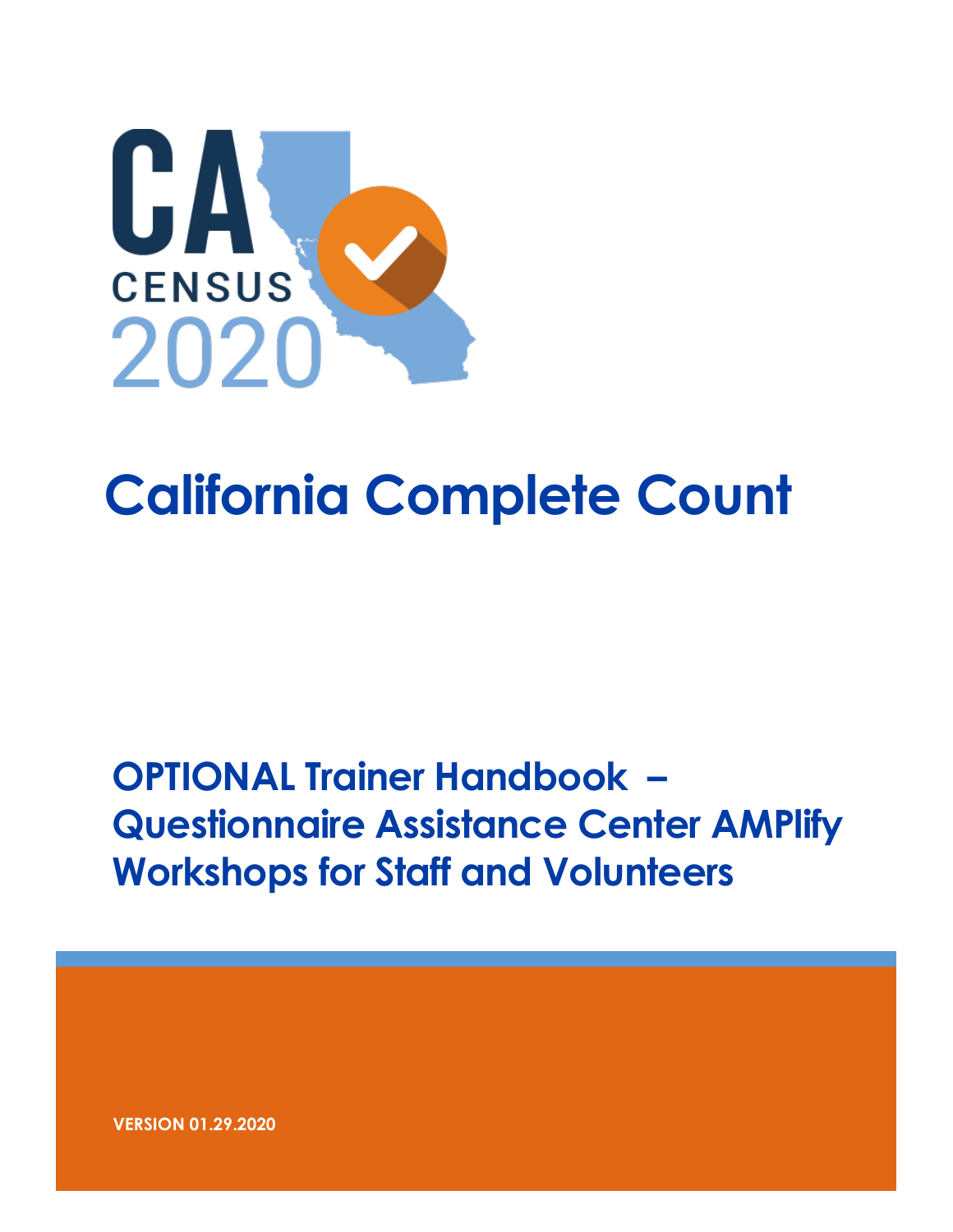CA CENSUS 2020

# California Complete Count

## OPTIONAL Trainer Handbook – Questionnaire Assistance Center AMPlify Workshops for Staff and Volunteers

**VERSION 01.29.2020**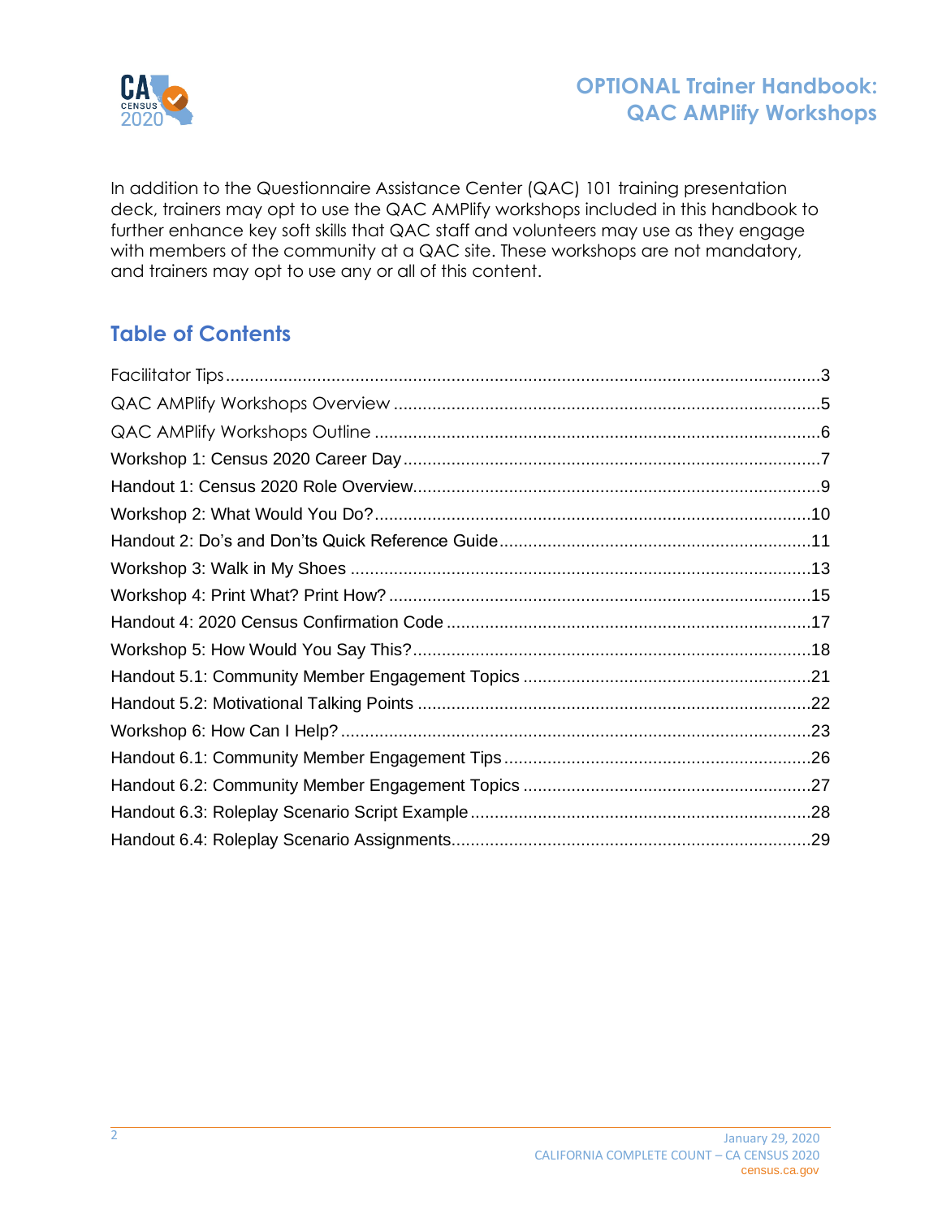In addition to the Questionnaire Assistance Center (QAC) 101 training presentation deck, trainers may opt to use the QAC AMPlify workshops included in this handbook to further enhance key soft skills that QAC staff and volunteers may use as they engage with members of the community at a QAC site. These workshops are not mandatory, and trainers may opt to use any or all of this content.

## Table of Contents

- Facilitator Tips ........ 3
- QAC AMPlify Workshops Overview ........ 5
- QAC AMPlify Workshops Outline ........ 6
- Workshop 1: Census 2020 Career Day ........ 7
- Handout 1: Census 2020 Role Overview ........ 9
- Workshop 2: What Would You Do? ........ 10
- Handout 2: Do's and Don'ts Quick Reference Guide ........ 11
- Workshop 3: Walk in My Shoes ........ 13
- Workshop 4: Print What? Print How? ........ 15
- Handout 4: 2020 Census Confirmation Code ........ 17
- Workshop 5: How Would You Say This? ........ 18
- Handout 5.1: Community Member Engagement Topics ........ 21
- Handout 5.2: Motivational Talking Points ........ 22
- Workshop 6: How Can I Help? ........ 23
- Handout 6.1: Community Member Engagement Tips ........ 26
- Handout 6.2: Community Member Engagement Topics ........ 27
- Handout 6.3: Roleplay Scenario Script Example ........ 28
- Handout 6.4: Roleplay Scenario Assignments ........ 29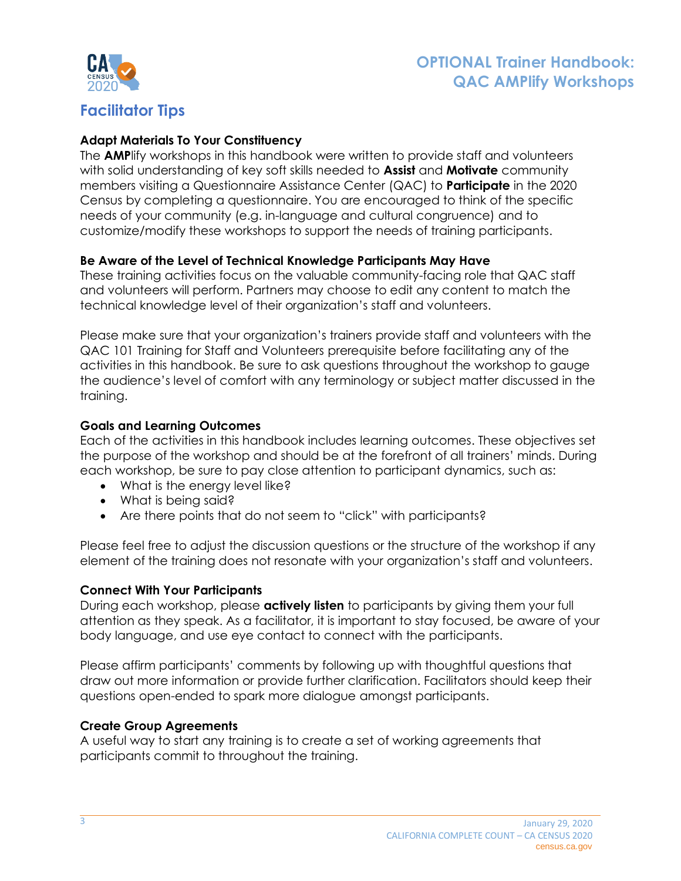## Facilitator Tips

**Adapt Materials To Your Constituency**

The **AMP**lify workshops in this handbook were written to provide staff and volunteers with solid understanding of key soft skills needed to **Assist** and **Motivate** community members visiting a Questionnaire Assistance Center (QAC) to **Participate** in the 2020 Census by completing a questionnaire. You are encouraged to think of the specific needs of your community (e.g. in-language and cultural congruence) and to customize/modify these workshops to support the needs of training participants.

**Be Aware of the Level of Technical Knowledge Participants May Have**

These training activities focus on the valuable community-facing role that QAC staff and volunteers will perform. Partners may choose to edit any content to match the technical knowledge level of their organization's staff and volunteers.

Please make sure that your organization's trainers provide staff and volunteers with the QAC 101 Training for Staff and Volunteers prerequisite before facilitating any of the activities in this handbook. Be sure to ask questions throughout the workshop to gauge the audience's level of comfort with any terminology or subject matter discussed in the training.

**Goals and Learning Outcomes**

Each of the activities in this handbook includes learning outcomes. These objectives set the purpose of the workshop and should be at the forefront of all trainers' minds. During each workshop, be sure to pay close attention to participant dynamics, such as:

- What is the energy level like?
- What is being said?
- Are there points that do not seem to "click" with participants?

Please feel free to adjust the discussion questions or the structure of the workshop if any element of the training does not resonate with your organization's staff and volunteers.

**Connect With Your Participants**

During each workshop, please **actively listen** to participants by giving them your full attention as they speak. As a facilitator, it is important to stay focused, be aware of your body language, and use eye contact to connect with the participants.

Please affirm participants' comments by following up with thoughtful questions that draw out more information or provide further clarification. Facilitators should keep their questions open-ended to spark more dialogue amongst participants.

**Create Group Agreements**

A useful way to start any training is to create a set of working agreements that participants commit to throughout the training.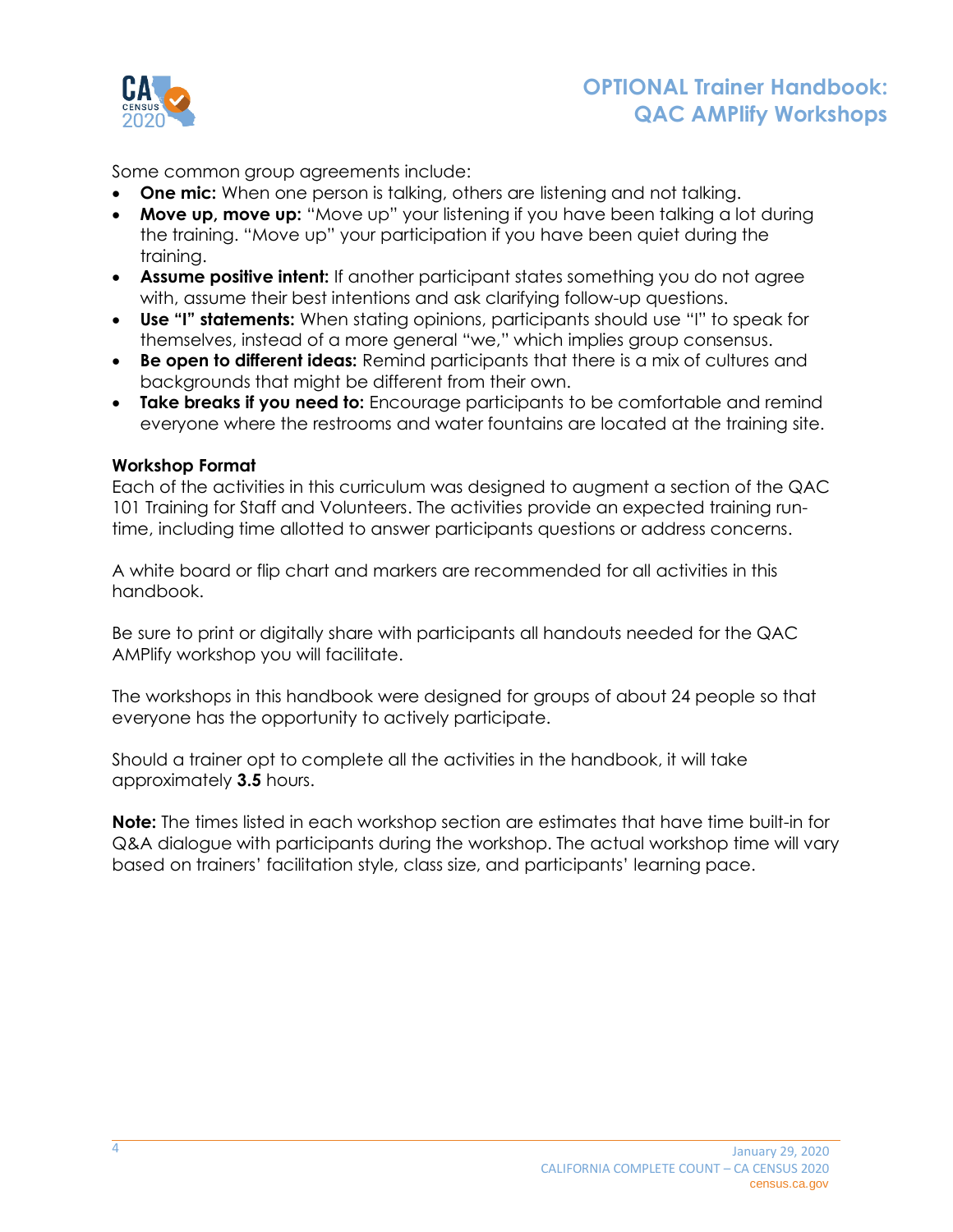Some common group agreements include:

- **One mic:** When one person is talking, others are listening and not talking.
- **Move up, move up:** "Move up" your listening if you have been talking a lot during the training. "Move up" your participation if you have been quiet during the training.
- **Assume positive intent:** If another participant states something you do not agree with, assume their best intentions and ask clarifying follow-up questions.
- **Use "I" statements:** When stating opinions, participants should use "I" to speak for themselves, instead of a more general "we," which implies group consensus.
- **Be open to different ideas:** Remind participants that there is a mix of cultures and backgrounds that might be different from their own.
- **Take breaks if you need to:** Encourage participants to be comfortable and remind everyone where the restrooms and water fountains are located at the training site.

**Workshop Format**

Each of the activities in this curriculum was designed to augment a section of the QAC 101 Training for Staff and Volunteers. The activities provide an expected training run-time, including time allotted to answer participants questions or address concerns.

A white board or flip chart and markers are recommended for all activities in this handbook.

Be sure to print or digitally share with participants all handouts needed for the QAC AMPlify workshop you will facilitate.

The workshops in this handbook were designed for groups of about 24 people so that everyone has the opportunity to actively participate.

Should a trainer opt to complete all the activities in the handbook, it will take approximately **3.5** hours.

**Note:** The times listed in each workshop section are estimates that have time built-in for Q&A dialogue with participants during the workshop. The actual workshop time will vary based on trainers' facilitation style, class size, and participants' learning pace.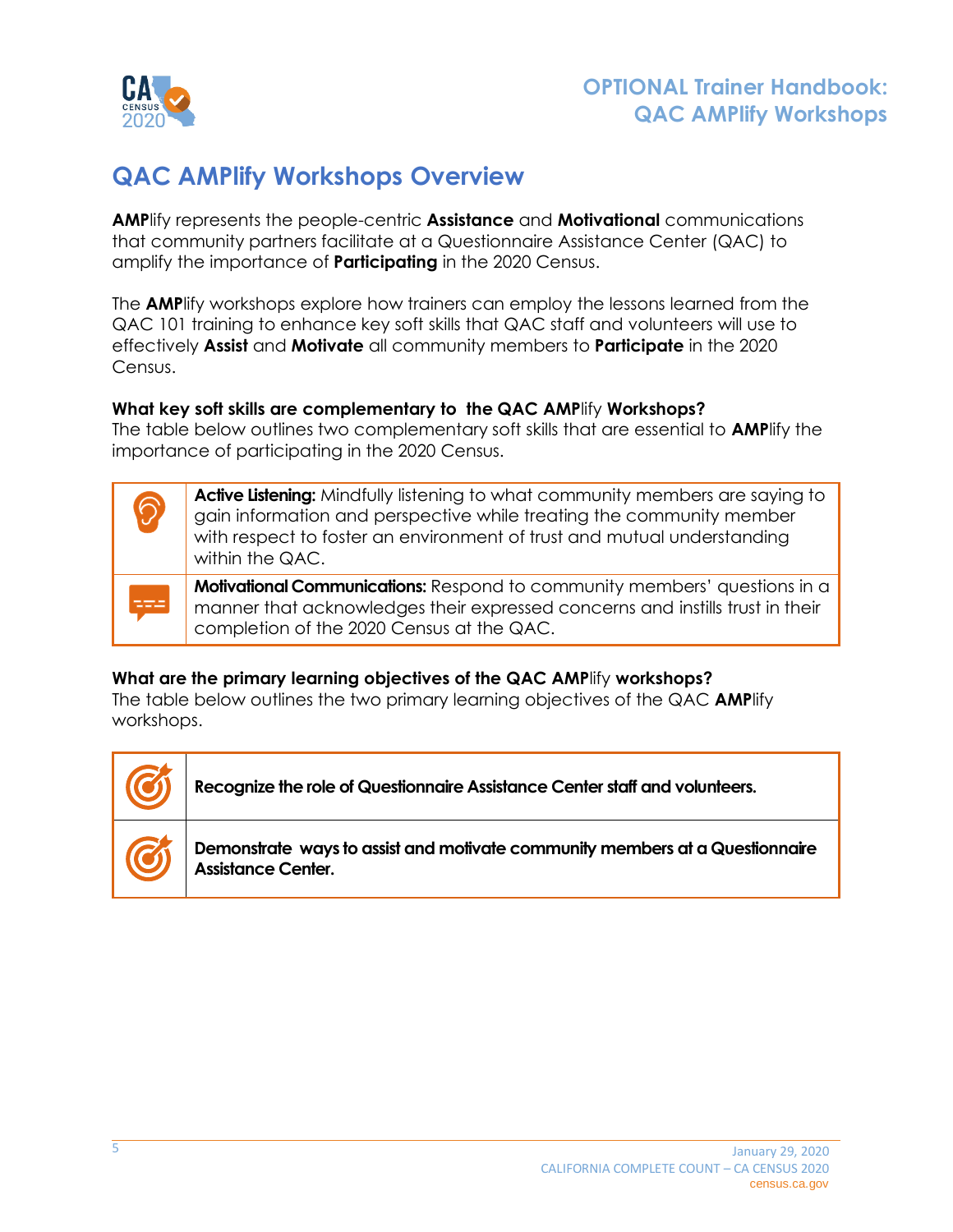# QAC AMPlify Workshops Overview

**AMP**lify represents the people-centric **Assistance** and **Motivational** communications that community partners facilitate at a Questionnaire Assistance Center (QAC) to amplify the importance of **Participating** in the 2020 Census.

The **AMP**lify workshops explore how trainers can employ the lessons learned from the QAC 101 training to enhance key soft skills that QAC staff and volunteers will use to effectively **Assist** and **Motivate** all community members to **Participate** in the 2020 Census.

**What key soft skills are complementary to the QAC AMP**lify **Workshops?**
The table below outlines two complementary soft skills that are essential to **AMP**lify the importance of participating in the 2020 Census.

| | |
|---|---|
| | **Active Listening:** Mindfully listening to what community members are saying to gain information and perspective while treating the community member with respect to foster an environment of trust and mutual understanding within the QAC. |
| | **Motivational Communications:** Respond to community members' questions in a manner that acknowledges their expressed concerns and instills trust in their completion of the 2020 Census at the QAC. |

**What are the primary learning objectives of the QAC AMP**lify **workshops?**
The table below outlines the two primary learning objectives of the QAC **AMP**lify workshops.

| | |
|---|---|
| | **Recognize the role of Questionnaire Assistance Center staff and volunteers.** |
| | **Demonstrate ways to assist and motivate community members at a Questionnaire Assistance Center.** |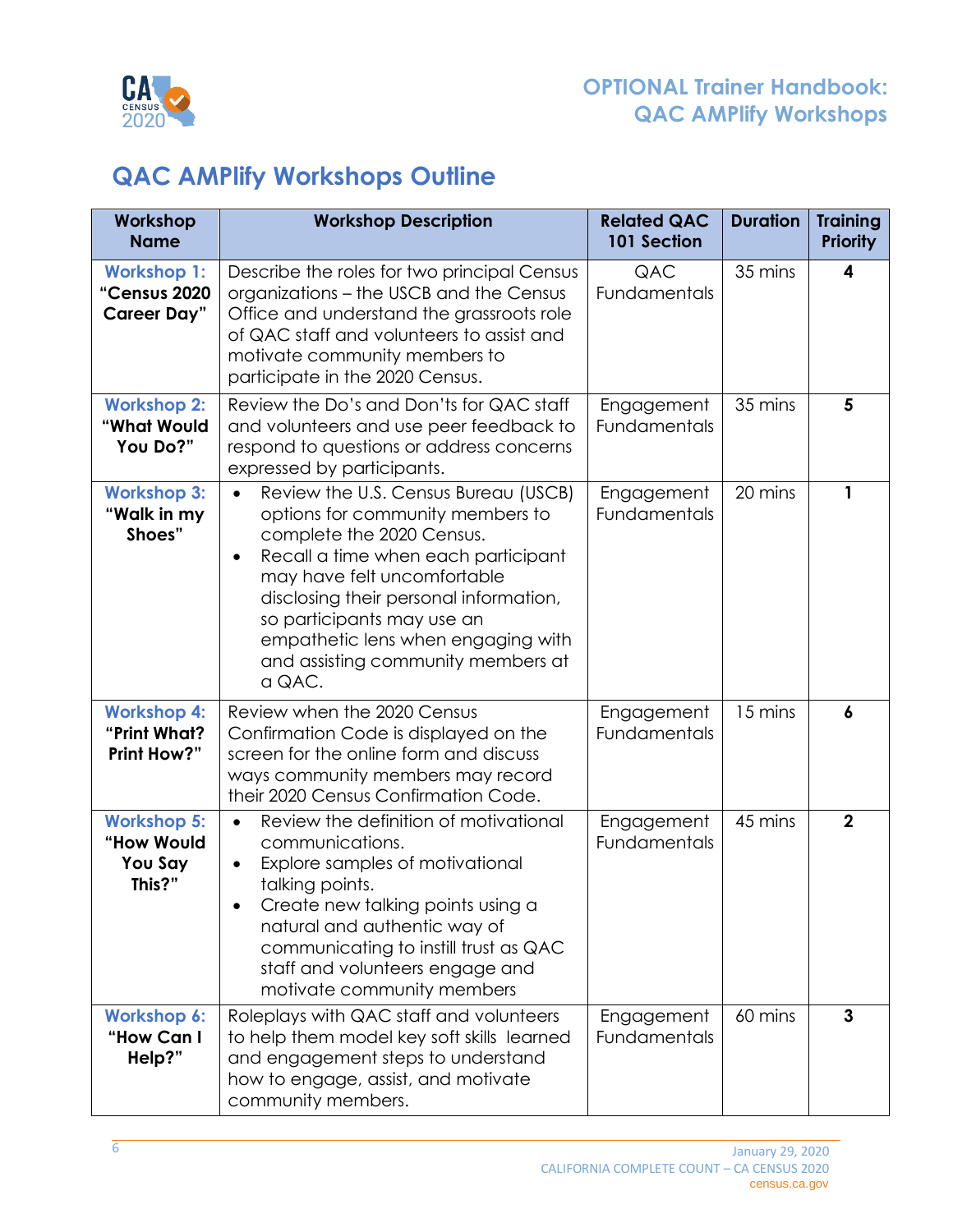## QAC AMPlify Workshops Outline

| Workshop Name | Workshop Description | Related QAC 101 Section | Duration | Training Priority |
|---|---|---|---|---|
| **Workshop 1: "Census 2020 Career Day"** | Describe the roles for two principal Census organizations – the USCB and the Census Office and understand the grassroots role of QAC staff and volunteers to assist and motivate community members to participate in the 2020 Census. | QAC Fundamentals | 35 mins | **4** |
| **Workshop 2: "What Would You Do?"** | Review the Do's and Don'ts for QAC staff and volunteers and use peer feedback to respond to questions or address concerns expressed by participants. | Engagement Fundamentals | 35 mins | **5** |
| **Workshop 3: "Walk in my Shoes"** | • Review the U.S. Census Bureau (USCB) options for community members to complete the 2020 Census.<br>• Recall a time when each participant may have felt uncomfortable disclosing their personal information, so participants may use an empathetic lens when engaging with and assisting community members at a QAC. | Engagement Fundamentals | 20 mins | **1** |
| **Workshop 4: "Print What? Print How?"** | Review when the 2020 Census Confirmation Code is displayed on the screen for the online form and discuss ways community members may record their 2020 Census Confirmation Code. | Engagement Fundamentals | 15 mins | **6** |
| **Workshop 5: "How Would You Say This?"** | • Review the definition of motivational communications.<br>• Explore samples of motivational talking points.<br>• Create new talking points using a natural and authentic way of communicating to instill trust as QAC staff and volunteers engage and motivate community members | Engagement Fundamentals | 45 mins | **2** |
| **Workshop 6: "How Can I Help?"** | Roleplays with QAC staff and volunteers to help them model key soft skills learned and engagement steps to understand how to engage, assist, and motivate community members. | Engagement Fundamentals | 60 mins | **3** |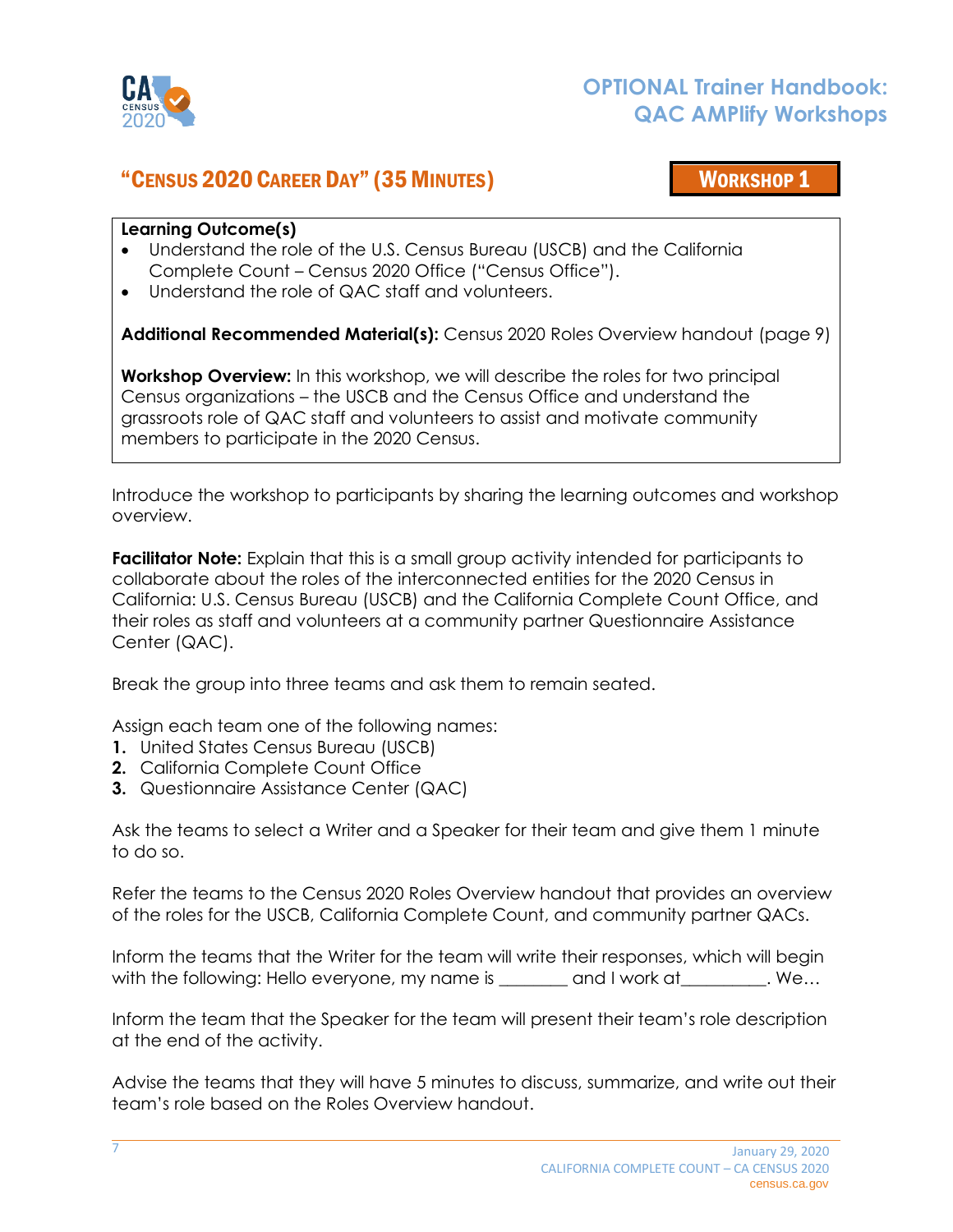## "Census 2020 Career Day" (35 Minutes)

**Workshop 1**

**Learning Outcome(s)**

- Understand the role of the U.S. Census Bureau (USCB) and the California Complete Count – Census 2020 Office ("Census Office").
- Understand the role of QAC staff and volunteers.

**Additional Recommended Material(s):** Census 2020 Roles Overview handout (page 9)

**Workshop Overview:** In this workshop, we will describe the roles for two principal Census organizations – the USCB and the Census Office and understand the grassroots role of QAC staff and volunteers to assist and motivate community members to participate in the 2020 Census.

Introduce the workshop to participants by sharing the learning outcomes and workshop overview.

**Facilitator Note:** Explain that this is a small group activity intended for participants to collaborate about the roles of the interconnected entities for the 2020 Census in California: U.S. Census Bureau (USCB) and the California Complete Count Office, and their roles as staff and volunteers at a community partner Questionnaire Assistance Center (QAC).

Break the group into three teams and ask them to remain seated.

Assign each team one of the following names:

1. United States Census Bureau (USCB)
2. California Complete Count Office
3. Questionnaire Assistance Center (QAC)

Ask the teams to select a Writer and a Speaker for their team and give them 1 minute to do so.

Refer the teams to the Census 2020 Roles Overview handout that provides an overview of the roles for the USCB, California Complete Count, and community partner QACs.

Inform the teams that the Writer for the team will write their responses, which will begin with the following: Hello everyone, my name is ________ and I work at__________. We…

Inform the team that the Speaker for the team will present their team's role description at the end of the activity.

Advise the teams that they will have 5 minutes to discuss, summarize, and write out their team's role based on the Roles Overview handout.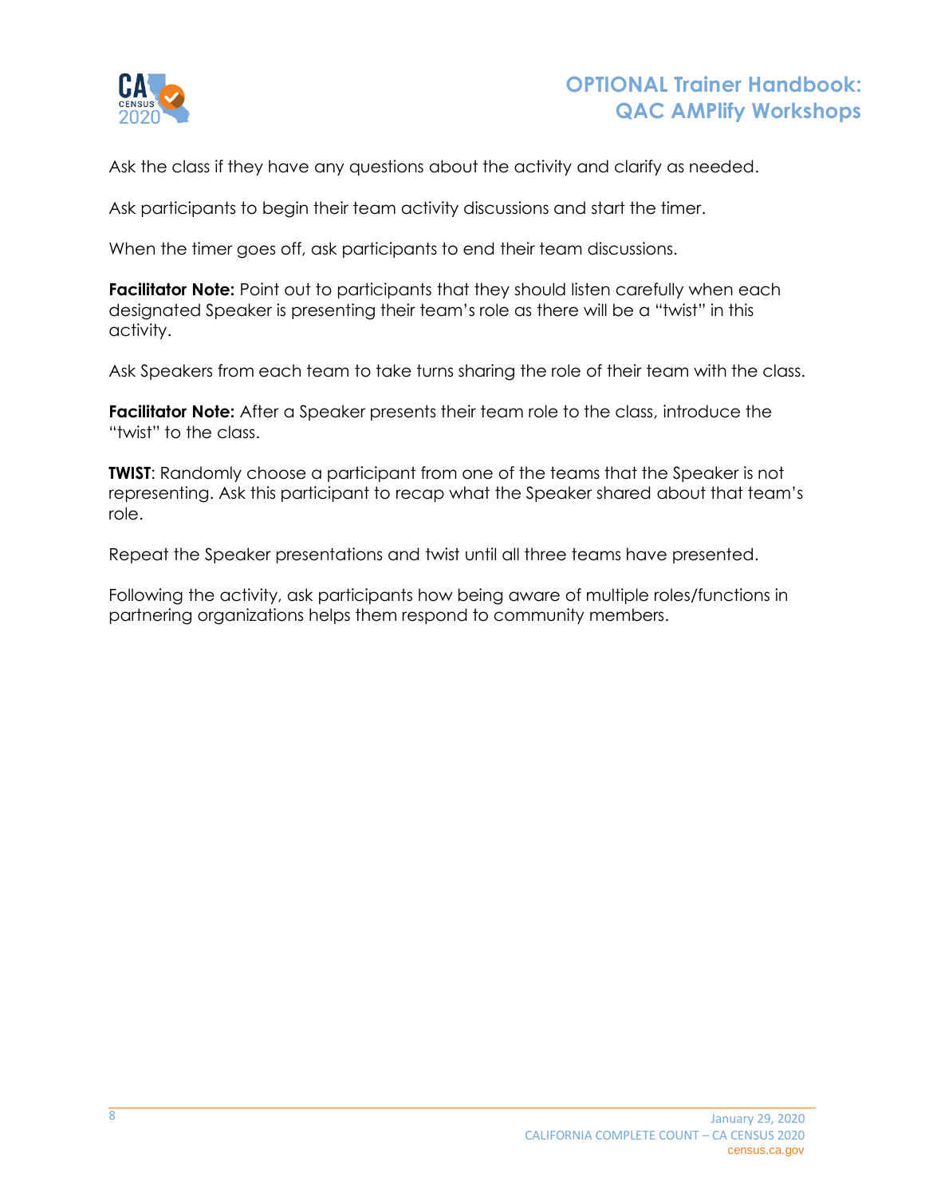Ask the class if they have any questions about the activity and clarify as needed.

Ask participants to begin their team activity discussions and start the timer.

When the timer goes off, ask participants to end their team discussions.

**Facilitator Note:** Point out to participants that they should listen carefully when each designated Speaker is presenting their team's role as there will be a "twist" in this activity.

Ask Speakers from each team to take turns sharing the role of their team with the class.

**Facilitator Note:** After a Speaker presents their team role to the class, introduce the "twist" to the class.

**TWIST**: Randomly choose a participant from one of the teams that the Speaker is not representing. Ask this participant to recap what the Speaker shared about that team's role.

Repeat the Speaker presentations and twist until all three teams have presented.

Following the activity, ask participants how being aware of multiple roles/functions in partnering organizations helps them respond to community members.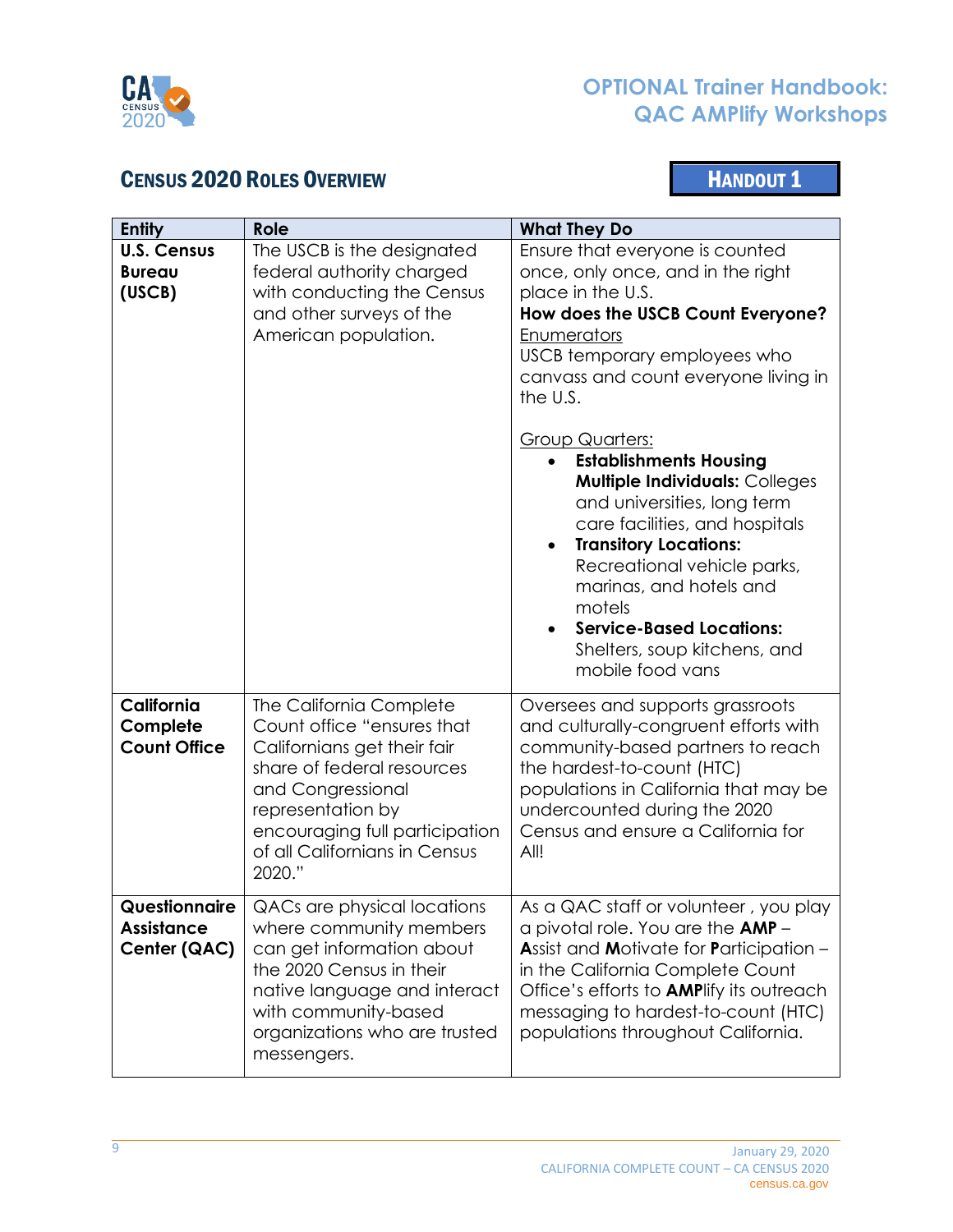## CENSUS 2020 ROLES OVERVIEW

**HANDOUT 1**

| Entity | Role | What They Do |
|---|---|---|
| **U.S. Census Bureau (USCB)** | The USCB is the designated federal authority charged with conducting the Census and other surveys of the American population. | Ensure that everyone is counted once, only once, and in the right place in the U.S.<br>**How does the USCB Count Everyone?**<br><u>Enumerators</u><br>USCB temporary employees who canvass and count everyone living in the U.S.<br><br><u>Group Quarters:</u><br>• **Establishments Housing Multiple Individuals:** Colleges and universities, long term care facilities, and hospitals<br>• **Transitory Locations:** Recreational vehicle parks, marinas, and hotels and motels<br>• **Service-Based Locations:** Shelters, soup kitchens, and mobile food vans |
| **California Complete Count Office** | The California Complete Count office "ensures that Californians get their fair share of federal resources and Congressional representation by encouraging full participation of all Californians in Census 2020." | Oversees and supports grassroots and culturally-congruent efforts with community-based partners to reach the hardest-to-count (HTC) populations in California that may be undercounted during the 2020 Census and ensure a California for All! |
| **Questionnaire Assistance Center (QAC)** | QACs are physical locations where community members can get information about the 2020 Census in their native language and interact with community-based organizations who are trusted messengers. | As a QAC staff or volunteer , you play a pivotal role. You are the **AMP** – **A**ssist and **M**otivate for **P**articipation – in the California Complete Count Office's efforts to **AMP**lify its outreach messaging to hardest-to-count (HTC) populations throughout California. |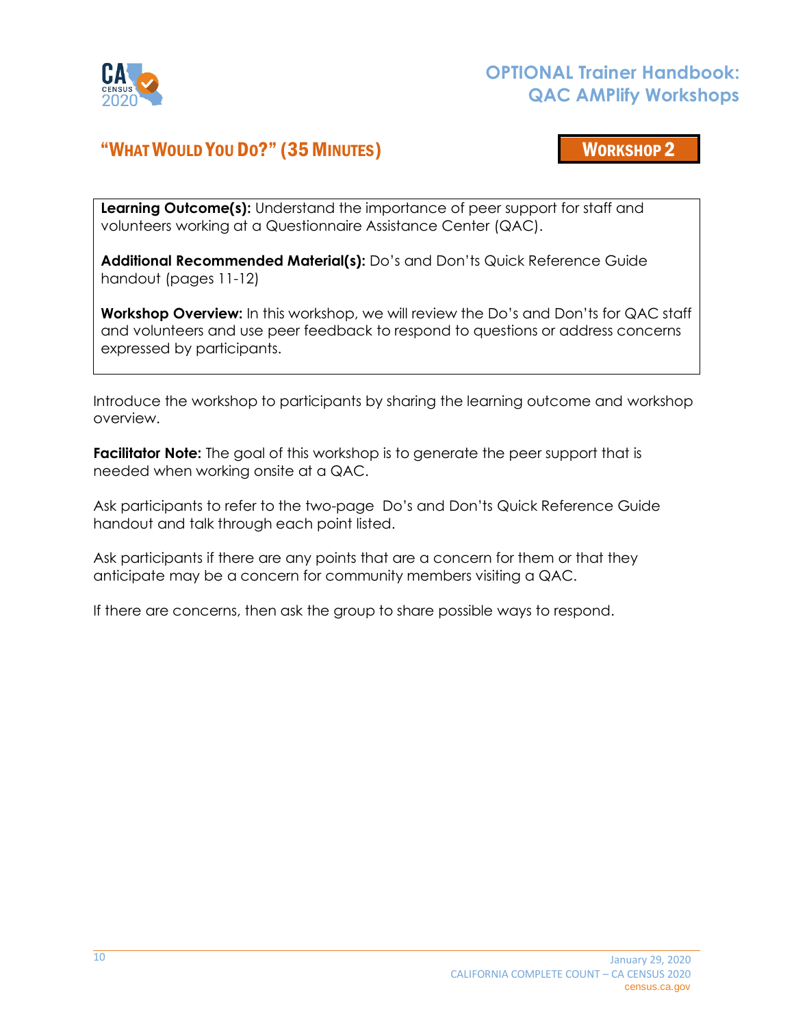## "What Would You Do?" (35 Minutes)

**Workshop 2**

**Learning Outcome(s):** Understand the importance of peer support for staff and volunteers working at a Questionnaire Assistance Center (QAC).

**Additional Recommended Material(s):** Do's and Don'ts Quick Reference Guide handout (pages 11-12)

**Workshop Overview:** In this workshop, we will review the Do's and Don'ts for QAC staff and volunteers and use peer feedback to respond to questions or address concerns expressed by participants.

Introduce the workshop to participants by sharing the learning outcome and workshop overview.

**Facilitator Note:** The goal of this workshop is to generate the peer support that is needed when working onsite at a QAC.

Ask participants to refer to the two-page Do's and Don'ts Quick Reference Guide handout and talk through each point listed.

Ask participants if there are any points that are a concern for them or that they anticipate may be a concern for community members visiting a QAC.

If there are concerns, then ask the group to share possible ways to respond.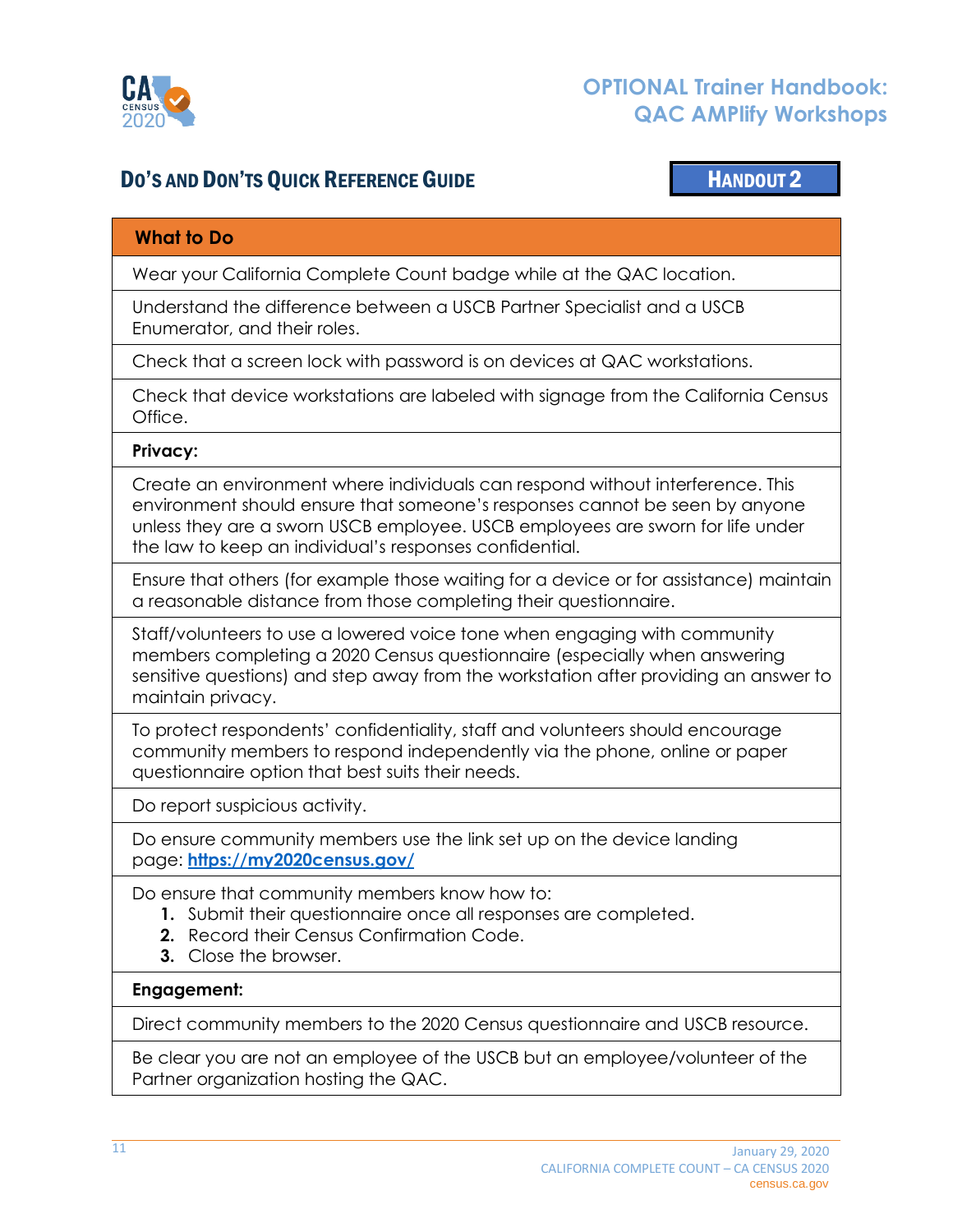## DO'S AND DON'TS QUICK REFERENCE GUIDE

**HANDOUT 2**

| What to Do |
|---|
| Wear your California Complete Count badge while at the QAC location. |
| Understand the difference between a USCB Partner Specialist and a USCB Enumerator, and their roles. |
| Check that a screen lock with password is on devices at QAC workstations. |
| Check that device workstations are labeled with signage from the California Census Office. |
| **Privacy:** |
| Create an environment where individuals can respond without interference. This environment should ensure that someone's responses cannot be seen by anyone unless they are a sworn USCB employee. USCB employees are sworn for life under the law to keep an individual's responses confidential. |
| Ensure that others (for example those waiting for a device or for assistance) maintain a reasonable distance from those completing their questionnaire. |
| Staff/volunteers to use a lowered voice tone when engaging with community members completing a 2020 Census questionnaire (especially when answering sensitive questions) and step away from the workstation after providing an answer to maintain privacy. |
| To protect respondents' confidentiality, staff and volunteers should encourage community members to respond independently via the phone, online or paper questionnaire option that best suits their needs. |
| Do report suspicious activity. |
| Do ensure community members use the link set up on the device landing page: **https://my2020census.gov/** |
| Do ensure that community members know how to: **1.** Submit their questionnaire once all responses are completed. **2.** Record their Census Confirmation Code. **3.** Close the browser. |
| **Engagement:** |
| Direct community members to the 2020 Census questionnaire and USCB resource. |
| Be clear you are not an employee of the USCB but an employee/volunteer of the Partner organization hosting the QAC. |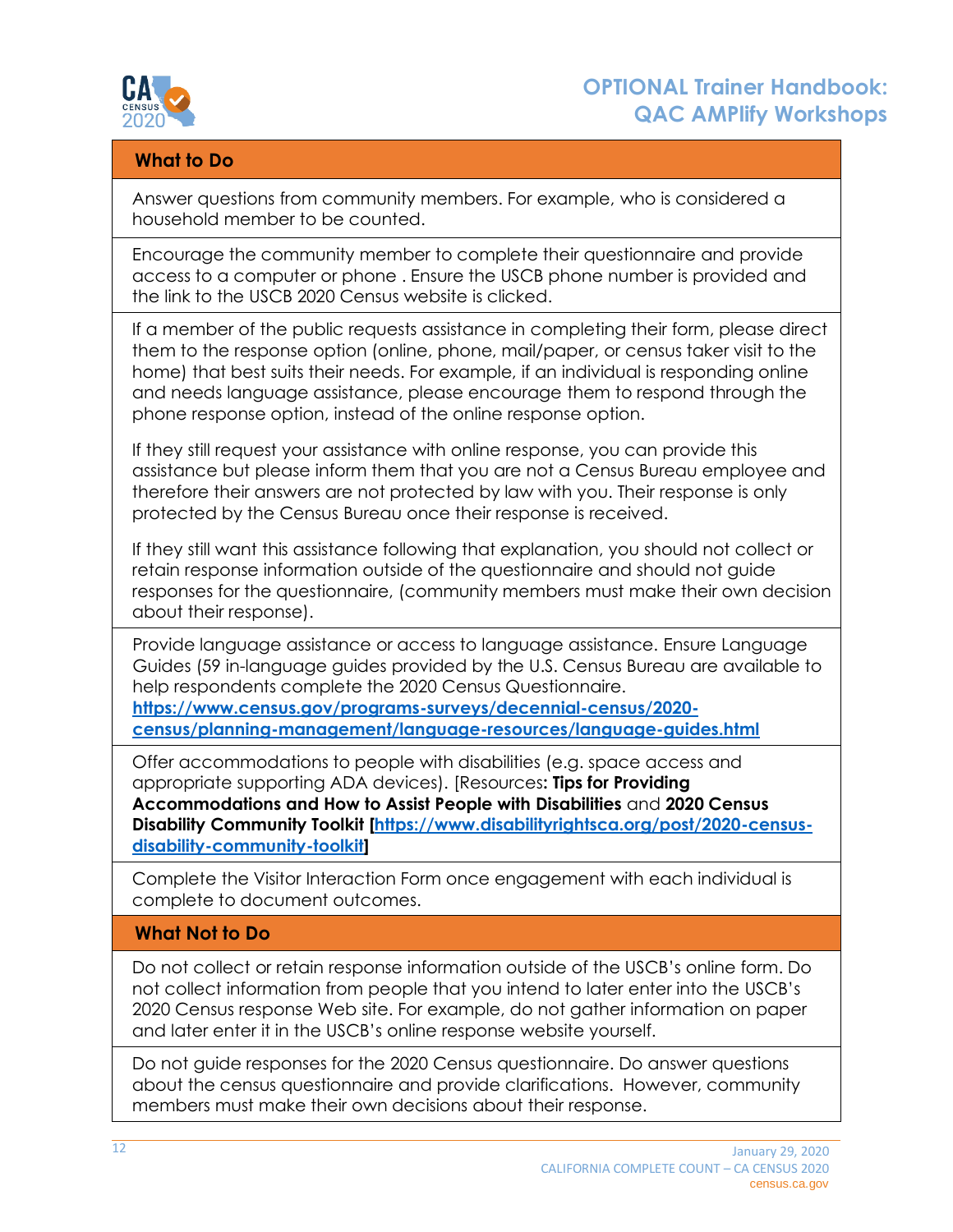| What to Do |
| --- |
| Answer questions from community members. For example, who is considered a household member to be counted. |
| Encourage the community member to complete their questionnaire and provide access to a computer or phone . Ensure the USCB phone number is provided and the link to the USCB 2020 Census website is clicked. |
| If a member of the public requests assistance in completing their form, please direct them to the response option (online, phone, mail/paper, or census taker visit to the home) that best suits their needs. For example, if an individual is responding online and needs language assistance, please encourage them to respond through the phone response option, instead of the online response option.<br><br>If they still request your assistance with online response, you can provide this assistance but please inform them that you are not a Census Bureau employee and therefore their answers are not protected by law with you. Their response is only protected by the Census Bureau once their response is received.<br><br>If they still want this assistance following that explanation, you should not collect or retain response information outside of the questionnaire and should not guide responses for the questionnaire, (community members must make their own decision about their response). |
| Provide language assistance or access to language assistance. Ensure Language Guides (59 in-language guides provided by the U.S. Census Bureau are available to help respondents complete the 2020 Census Questionnaire. [https://www.census.gov/programs-surveys/decennial-census/2020-census/planning-management/language-resources/language-guides.html](https://www.census.gov/programs-surveys/decennial-census/2020-census/planning-management/language-resources/language-guides.html) |
| Offer accommodations to people with disabilities (e.g. space access and appropriate supporting ADA devices). [Resources**: Tips for Providing Accommodations and How to Assist People with Disabilities** and **2020 Census Disability Community Toolkit [[https://www.disabilityrightsca.org/post/2020-census-disability-community-toolkit](https://www.disabilityrightsca.org/post/2020-census-disability-community-toolkit)]** |
| Complete the Visitor Interaction Form once engagement with each individual is complete to document outcomes. |
| **What Not to Do** |
| Do not collect or retain response information outside of the USCB's online form. Do not collect information from people that you intend to later enter into the USCB's 2020 Census response Web site. For example, do not gather information on paper and later enter it in the USCB's online response website yourself. |
| Do not guide responses for the 2020 Census questionnaire. Do answer questions about the census questionnaire and provide clarifications. However, community members must make their own decisions about their response. |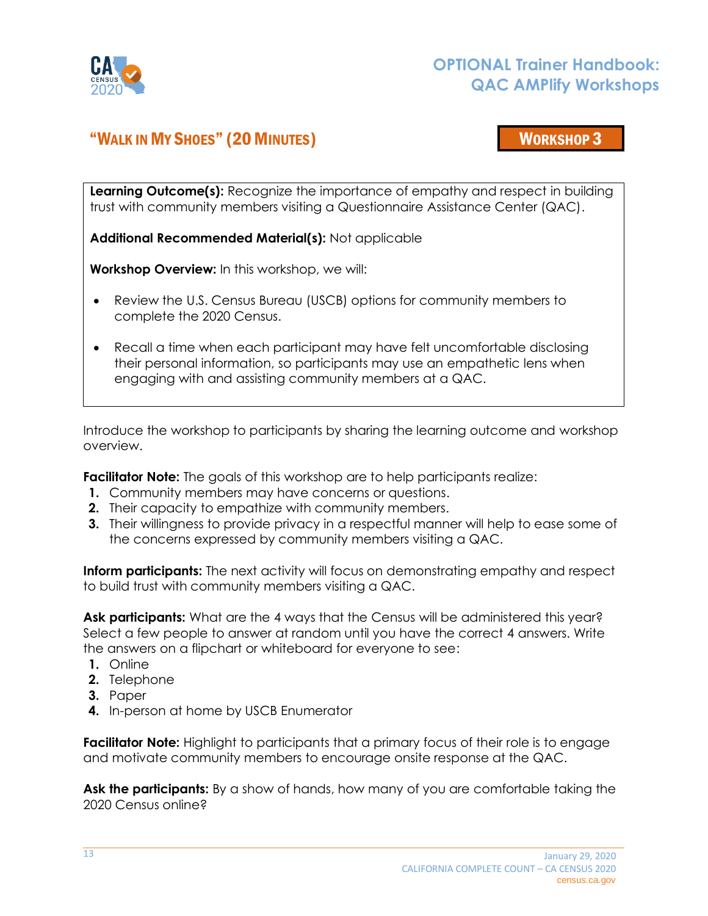## "Walk in My Shoes" (20 Minutes)

**Workshop 3**

**Learning Outcome(s):** Recognize the importance of empathy and respect in building trust with community members visiting a Questionnaire Assistance Center (QAC).

**Additional Recommended Material(s):** Not applicable

**Workshop Overview:** In this workshop, we will:

- Review the U.S. Census Bureau (USCB) options for community members to complete the 2020 Census.
- Recall a time when each participant may have felt uncomfortable disclosing their personal information, so participants may use an empathetic lens when engaging with and assisting community members at a QAC.

Introduce the workshop to participants by sharing the learning outcome and workshop overview.

**Facilitator Note:** The goals of this workshop are to help participants realize:

1. Community members may have concerns or questions.
2. Their capacity to empathize with community members.
3. Their willingness to provide privacy in a respectful manner will help to ease some of the concerns expressed by community members visiting a QAC.

**Inform participants:** The next activity will focus on demonstrating empathy and respect to build trust with community members visiting a QAC.

**Ask participants:** What are the 4 ways that the Census will be administered this year? Select a few people to answer at random until you have the correct 4 answers. Write the answers on a flipchart or whiteboard for everyone to see:

1. Online
2. Telephone
3. Paper
4. In-person at home by USCB Enumerator

**Facilitator Note:** Highlight to participants that a primary focus of their role is to engage and motivate community members to encourage onsite response at the QAC.

**Ask the participants:** By a show of hands, how many of you are comfortable taking the 2020 Census online?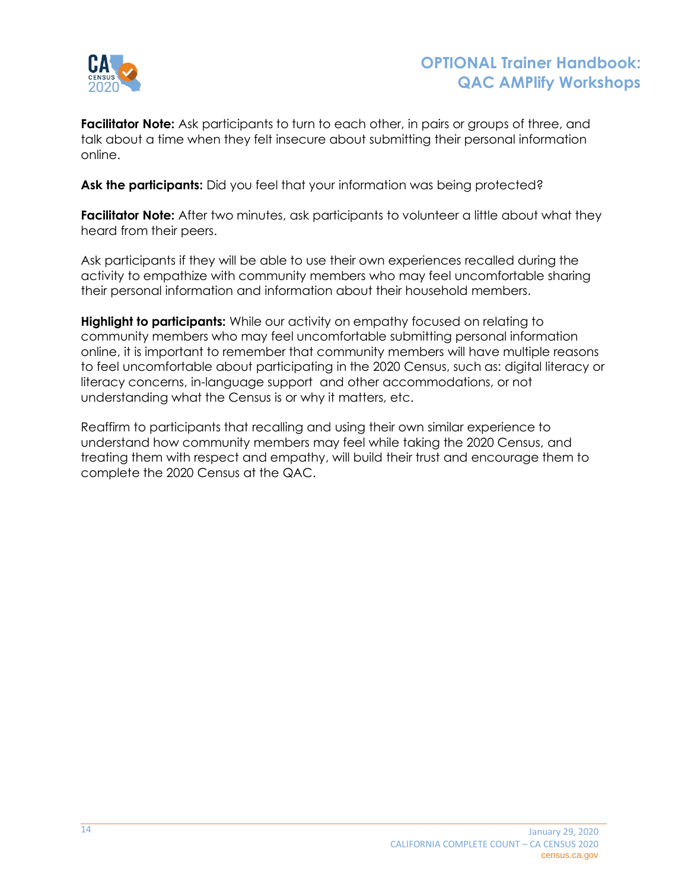**Facilitator Note:** Ask participants to turn to each other, in pairs or groups of three, and talk about a time when they felt insecure about submitting their personal information online.

**Ask the participants:** Did you feel that your information was being protected?

**Facilitator Note:** After two minutes, ask participants to volunteer a little about what they heard from their peers.

Ask participants if they will be able to use their own experiences recalled during the activity to empathize with community members who may feel uncomfortable sharing their personal information and information about their household members.

**Highlight to participants:** While our activity on empathy focused on relating to community members who may feel uncomfortable submitting personal information online, it is important to remember that community members will have multiple reasons to feel uncomfortable about participating in the 2020 Census, such as: digital literacy or literacy concerns, in-language support and other accommodations, or not understanding what the Census is or why it matters, etc.

Reaffirm to participants that recalling and using their own similar experience to understand how community members may feel while taking the 2020 Census, and treating them with respect and empathy, will build their trust and encourage them to complete the 2020 Census at the QAC.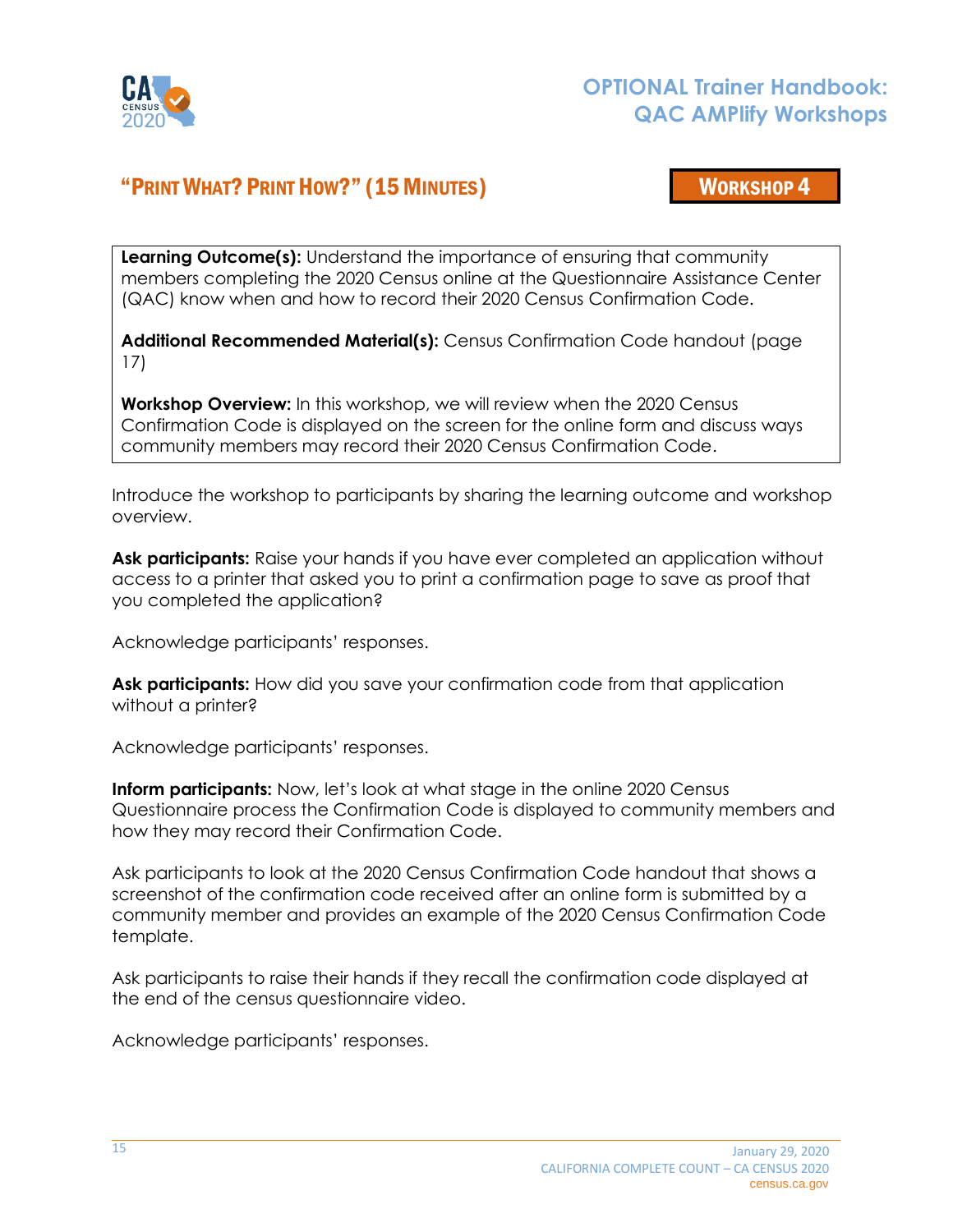## "PRINT WHAT? PRINT HOW?" (15 MINUTES)

**WORKSHOP 4**

**Learning Outcome(s):** Understand the importance of ensuring that community members completing the 2020 Census online at the Questionnaire Assistance Center (QAC) know when and how to record their 2020 Census Confirmation Code.

**Additional Recommended Material(s):** Census Confirmation Code handout (page 17)

**Workshop Overview:** In this workshop, we will review when the 2020 Census Confirmation Code is displayed on the screen for the online form and discuss ways community members may record their 2020 Census Confirmation Code.

Introduce the workshop to participants by sharing the learning outcome and workshop overview.

**Ask participants:** Raise your hands if you have ever completed an application without access to a printer that asked you to print a confirmation page to save as proof that you completed the application?

Acknowledge participants' responses.

**Ask participants:** How did you save your confirmation code from that application without a printer?

Acknowledge participants' responses.

**Inform participants:** Now, let's look at what stage in the online 2020 Census Questionnaire process the Confirmation Code is displayed to community members and how they may record their Confirmation Code.

Ask participants to look at the 2020 Census Confirmation Code handout that shows a screenshot of the confirmation code received after an online form is submitted by a community member and provides an example of the 2020 Census Confirmation Code template.

Ask participants to raise their hands if they recall the confirmation code displayed at the end of the census questionnaire video.

Acknowledge participants' responses.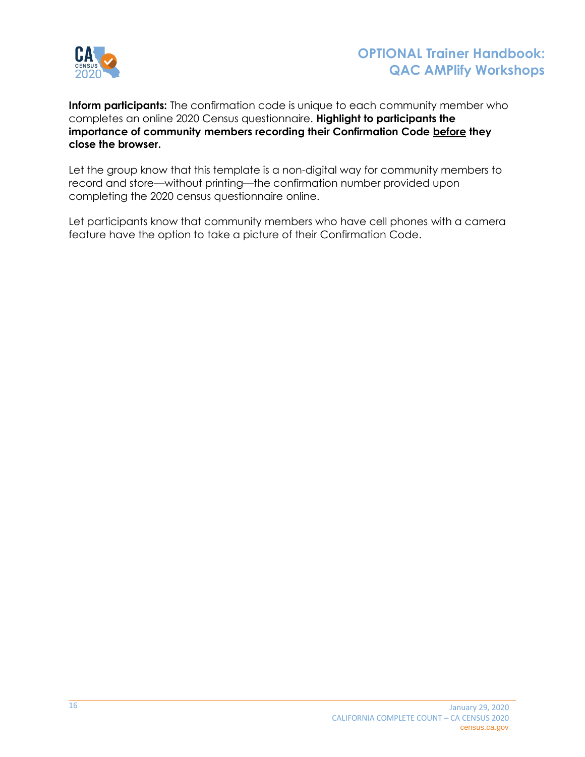**Inform participants:** The confirmation code is unique to each community member who completes an online 2020 Census questionnaire. **Highlight to participants the importance of community members recording their Confirmation Code <u>before</u> they close the browser.**

Let the group know that this template is a non-digital way for community members to record and store—without printing—the confirmation number provided upon completing the 2020 census questionnaire online.

Let participants know that community members who have cell phones with a camera feature have the option to take a picture of their Confirmation Code.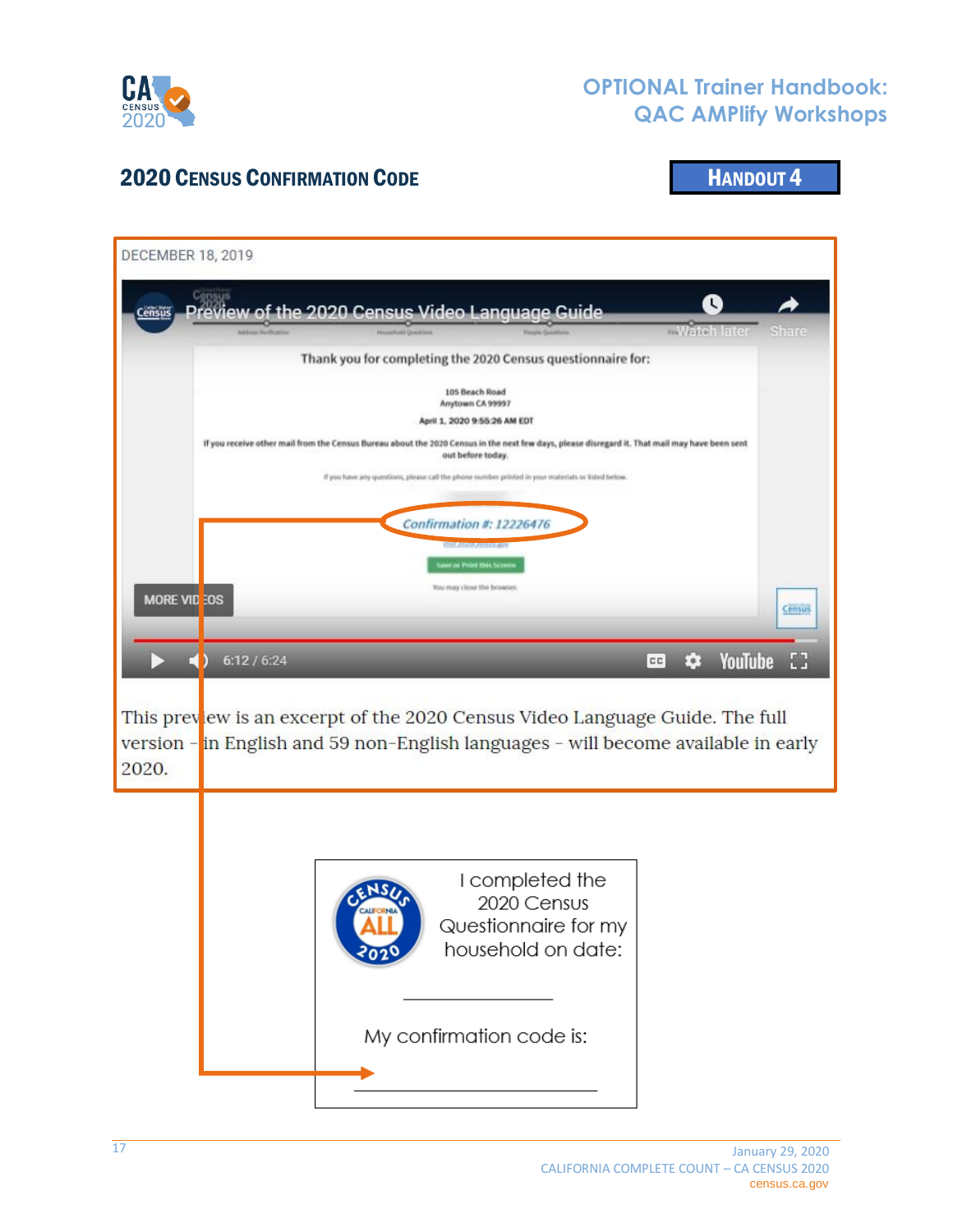## 2020 Census Confirmation Code

**Handout 4**

DECEMBER 18, 2019

Preview of the 2020 Census Video Language Guide

Thank you for completing the 2020 Census questionnaire for:

105 Beach Road
Anytown CA 99997

April 1, 2020 9:55:26 AM EDT

If you receive other mail from the Census Bureau about the 2020 Census in the next few days, please disregard it. That mail may have been sent out before today.

If you have any questions, please call the phone number printed in your materials or listed below.

*Confirmation #: 12226476*

Save or Print this Screen

You may close the browser.

This preview is an excerpt of the 2020 Census Video Language Guide. The full version – in English and 59 non-English languages – will become available in early 2020.

I completed the 2020 Census Questionnaire for my household on date:

______________

My confirmation code is:

______________________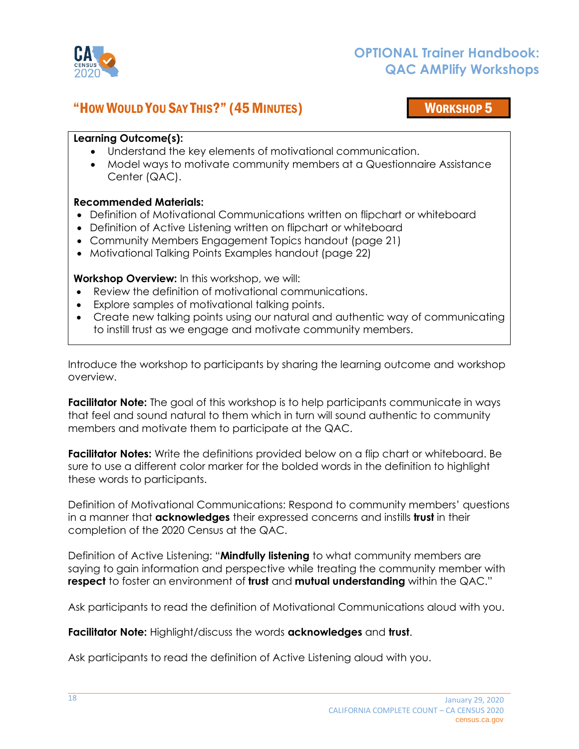## "How Would You Say This?" (45 Minutes)

**Workshop 5**

**Learning Outcome(s):**

- Understand the key elements of motivational communication.
- Model ways to motivate community members at a Questionnaire Assistance Center (QAC).

**Recommended Materials:**

- Definition of Motivational Communications written on flipchart or whiteboard
- Definition of Active Listening written on flipchart or whiteboard
- Community Members Engagement Topics handout (page 21)
- Motivational Talking Points Examples handout (page 22)

**Workshop Overview:** In this workshop, we will:

- Review the definition of motivational communications.
- Explore samples of motivational talking points.
- Create new talking points using our natural and authentic way of communicating to instill trust as we engage and motivate community members.

Introduce the workshop to participants by sharing the learning outcome and workshop overview.

**Facilitator Note:** The goal of this workshop is to help participants communicate in ways that feel and sound natural to them which in turn will sound authentic to community members and motivate them to participate at the QAC.

**Facilitator Notes:** Write the definitions provided below on a flip chart or whiteboard. Be sure to use a different color marker for the bolded words in the definition to highlight these words to participants.

Definition of Motivational Communications: Respond to community members' questions in a manner that **acknowledges** their expressed concerns and instills **trust** in their completion of the 2020 Census at the QAC.

Definition of Active Listening: "**Mindfully listening** to what community members are saying to gain information and perspective while treating the community member with **respect** to foster an environment of **trust** and **mutual understanding** within the QAC."

Ask participants to read the definition of Motivational Communications aloud with you.

**Facilitator Note:** Highlight/discuss the words **acknowledges** and **trust**.

Ask participants to read the definition of Active Listening aloud with you.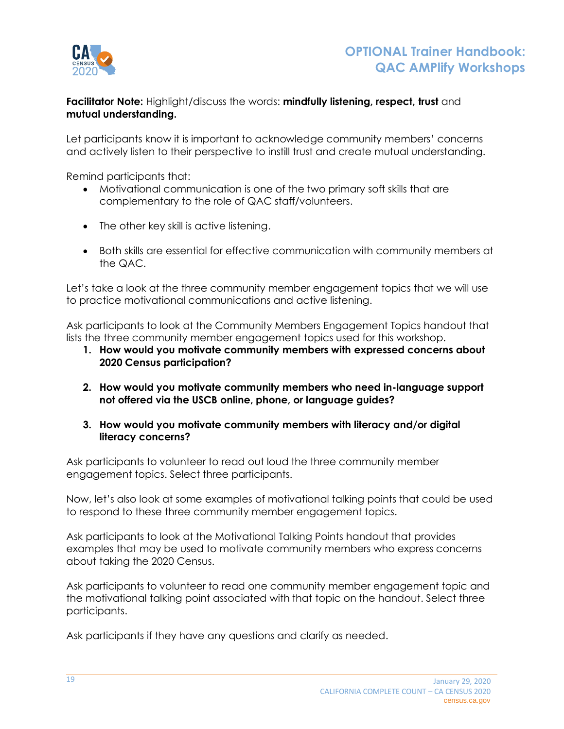**Facilitator Note:** Highlight/discuss the words: **mindfully listening, respect, trust** and **mutual understanding.**

Let participants know it is important to acknowledge community members' concerns and actively listen to their perspective to instill trust and create mutual understanding.

Remind participants that:

- Motivational communication is one of the two primary soft skills that are complementary to the role of QAC staff/volunteers.
- The other key skill is active listening.
- Both skills are essential for effective communication with community members at the QAC.

Let's take a look at the three community member engagement topics that we will use to practice motivational communications and active listening.

Ask participants to look at the Community Members Engagement Topics handout that lists the three community member engagement topics used for this workshop.

1. **How would you motivate community members with expressed concerns about 2020 Census participation?**
2. **How would you motivate community members who need in-language support not offered via the USCB online, phone, or language guides?**
3. **How would you motivate community members with literacy and/or digital literacy concerns?**

Ask participants to volunteer to read out loud the three community member engagement topics. Select three participants.

Now, let's also look at some examples of motivational talking points that could be used to respond to these three community member engagement topics.

Ask participants to look at the Motivational Talking Points handout that provides examples that may be used to motivate community members who express concerns about taking the 2020 Census.

Ask participants to volunteer to read one community member engagement topic and the motivational talking point associated with that topic on the handout. Select three participants.

Ask participants if they have any questions and clarify as needed.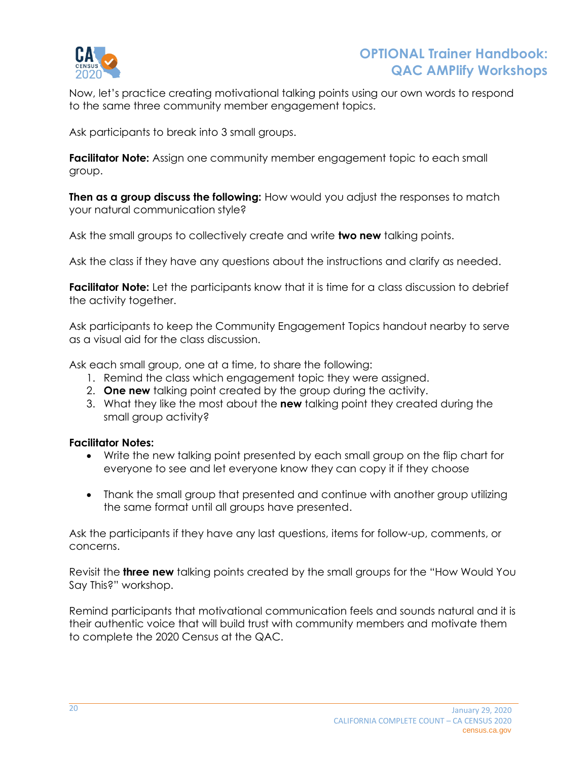Now, let's practice creating motivational talking points using our own words to respond to the same three community member engagement topics.

Ask participants to break into 3 small groups.

**Facilitator Note:** Assign one community member engagement topic to each small group.

**Then as a group discuss the following:** How would you adjust the responses to match your natural communication style?

Ask the small groups to collectively create and write **two new** talking points.

Ask the class if they have any questions about the instructions and clarify as needed.

**Facilitator Note:** Let the participants know that it is time for a class discussion to debrief the activity together.

Ask participants to keep the Community Engagement Topics handout nearby to serve as a visual aid for the class discussion.

Ask each small group, one at a time, to share the following:

1. Remind the class which engagement topic they were assigned.
2. **One new** talking point created by the group during the activity.
3. What they like the most about the **new** talking point they created during the small group activity?

**Facilitator Notes:**

- Write the new talking point presented by each small group on the flip chart for everyone to see and let everyone know they can copy it if they choose
- Thank the small group that presented and continue with another group utilizing the same format until all groups have presented.

Ask the participants if they have any last questions, items for follow-up, comments, or concerns.

Revisit the **three new** talking points created by the small groups for the "How Would You Say This?" workshop.

Remind participants that motivational communication feels and sounds natural and it is their authentic voice that will build trust with community members and motivate them to complete the 2020 Census at the QAC.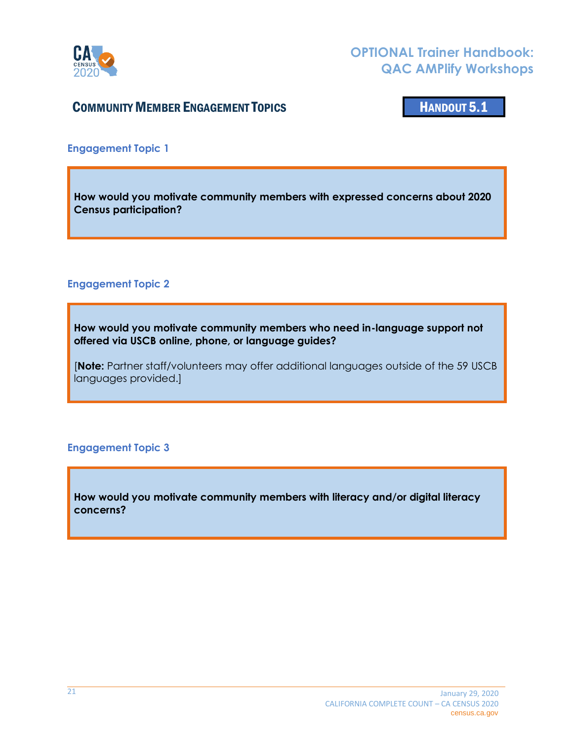## Community Member Engagement Topics

**Handout 5.1**

### Engagement Topic 1

**How would you motivate community members with expressed concerns about 2020 Census participation?**

### Engagement Topic 2

**How would you motivate community members who need in-language support not offered via USCB online, phone, or language guides?**

[**Note:** Partner staff/volunteers may offer additional languages outside of the 59 USCB languages provided.]

### Engagement Topic 3

**How would you motivate community members with literacy and/or digital literacy concerns?**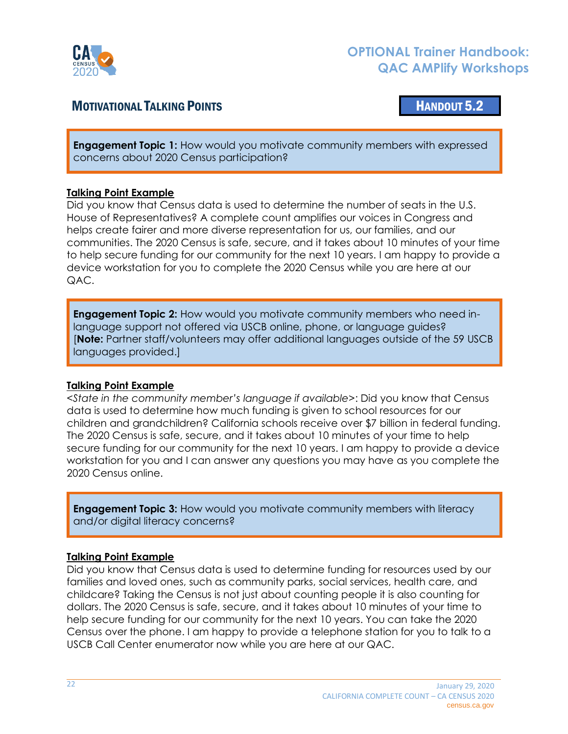## MOTIVATIONAL TALKING POINTS

**HANDOUT 5.2**

**Engagement Topic 1:** How would you motivate community members with expressed concerns about 2020 Census participation?

**Talking Point Example**

Did you know that Census data is used to determine the number of seats in the U.S. House of Representatives? A complete count amplifies our voices in Congress and helps create fairer and more diverse representation for us, our families, and our communities. The 2020 Census is safe, secure, and it takes about 10 minutes of your time to help secure funding for our community for the next 10 years. I am happy to provide a device workstation for you to complete the 2020 Census while you are here at our QAC.

**Engagement Topic 2:** How would you motivate community members who need in-language support not offered via USCB online, phone, or language guides? [**Note:** Partner staff/volunteers may offer additional languages outside of the 59 USCB languages provided.]

**Talking Point Example**

*<State in the community member's language if available>*: Did you know that Census data is used to determine how much funding is given to school resources for our children and grandchildren? California schools receive over $7 billion in federal funding. The 2020 Census is safe, secure, and it takes about 10 minutes of your time to help secure funding for our community for the next 10 years. I am happy to provide a device workstation for you and I can answer any questions you may have as you complete the 2020 Census online.

**Engagement Topic 3:** How would you motivate community members with literacy and/or digital literacy concerns?

**Talking Point Example**

Did you know that Census data is used to determine funding for resources used by our families and loved ones, such as community parks, social services, health care, and childcare? Taking the Census is not just about counting people it is also counting for dollars. The 2020 Census is safe, secure, and it takes about 10 minutes of your time to help secure funding for our community for the next 10 years. You can take the 2020 Census over the phone. I am happy to provide a telephone station for you to talk to a USCB Call Center enumerator now while you are here at our QAC.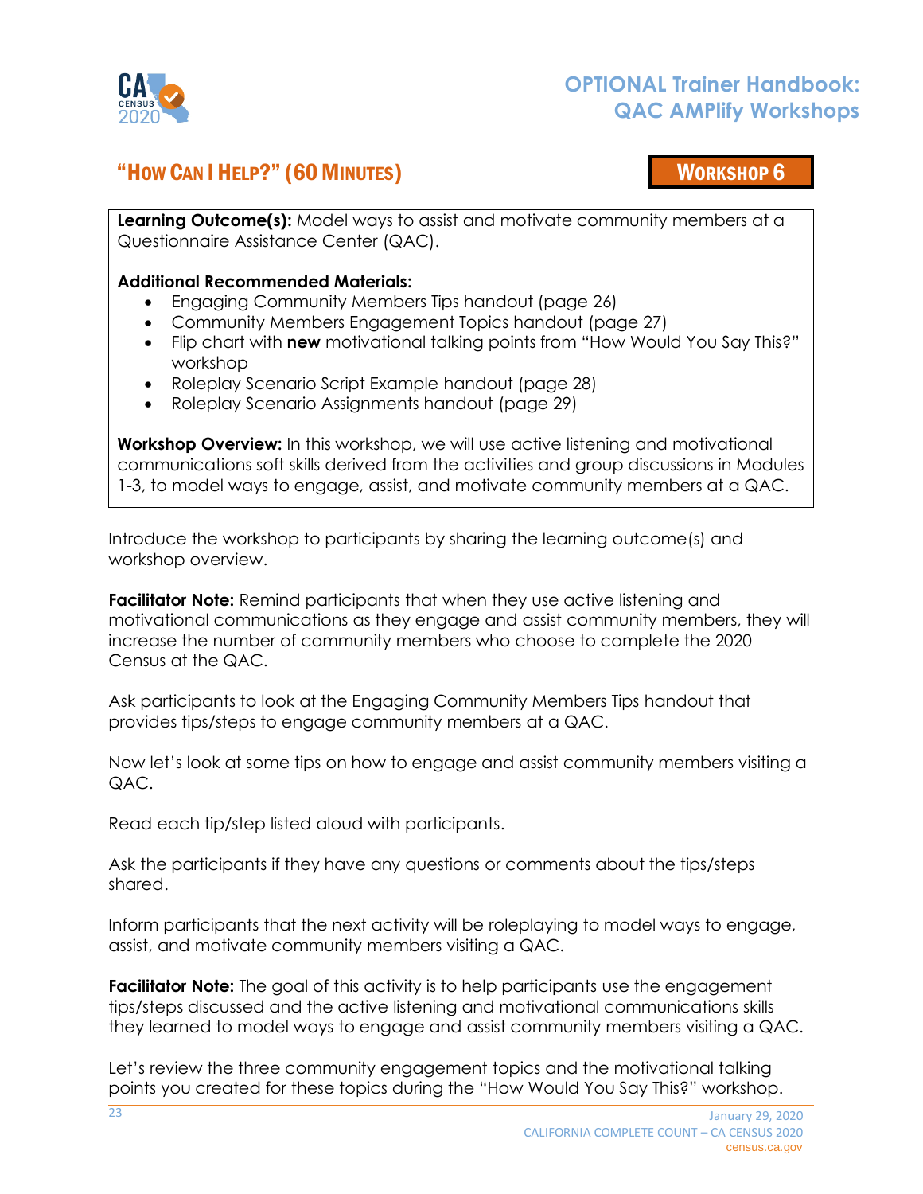## "How Can I Help?" (60 Minutes)

**Workshop 6**

**Learning Outcome(s):** Model ways to assist and motivate community members at a Questionnaire Assistance Center (QAC).

**Additional Recommended Materials:**

- Engaging Community Members Tips handout (page 26)
- Community Members Engagement Topics handout (page 27)
- Flip chart with **new** motivational talking points from "How Would You Say This?" workshop
- Roleplay Scenario Script Example handout (page 28)
- Roleplay Scenario Assignments handout (page 29)

**Workshop Overview:** In this workshop, we will use active listening and motivational communications soft skills derived from the activities and group discussions in Modules 1-3, to model ways to engage, assist, and motivate community members at a QAC.

Introduce the workshop to participants by sharing the learning outcome(s) and workshop overview.

**Facilitator Note:** Remind participants that when they use active listening and motivational communications as they engage and assist community members, they will increase the number of community members who choose to complete the 2020 Census at the QAC.

Ask participants to look at the Engaging Community Members Tips handout that provides tips/steps to engage community members at a QAC.

Now let's look at some tips on how to engage and assist community members visiting a QAC.

Read each tip/step listed aloud with participants.

Ask the participants if they have any questions or comments about the tips/steps shared.

Inform participants that the next activity will be roleplaying to model ways to engage, assist, and motivate community members visiting a QAC.

**Facilitator Note:** The goal of this activity is to help participants use the engagement tips/steps discussed and the active listening and motivational communications skills they learned to model ways to engage and assist community members visiting a QAC.

Let's review the three community engagement topics and the motivational talking points you created for these topics during the "How Would You Say This?" workshop.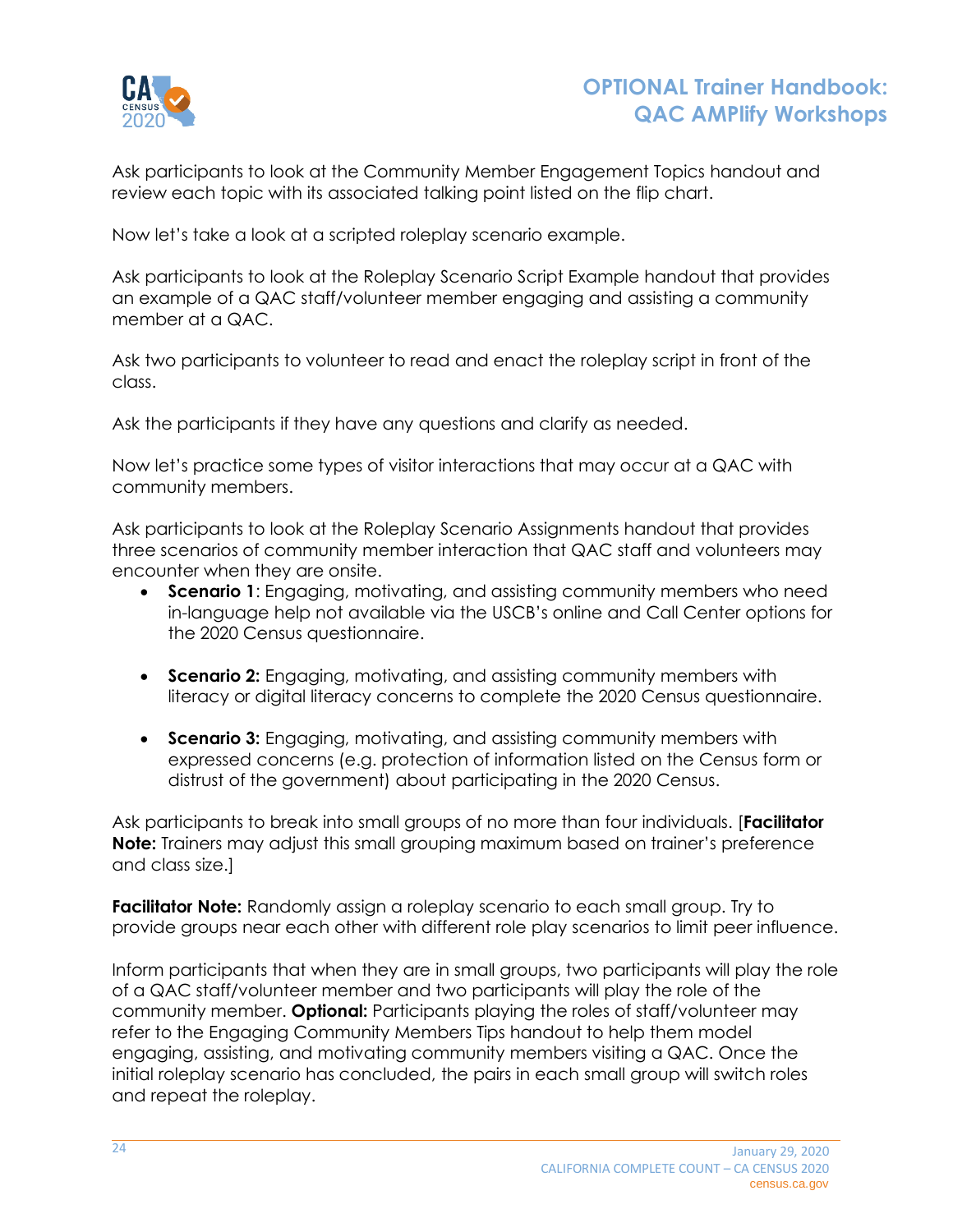Ask participants to look at the Community Member Engagement Topics handout and review each topic with its associated talking point listed on the flip chart.

Now let's take a look at a scripted roleplay scenario example.

Ask participants to look at the Roleplay Scenario Script Example handout that provides an example of a QAC staff/volunteer member engaging and assisting a community member at a QAC.

Ask two participants to volunteer to read and enact the roleplay script in front of the class.

Ask the participants if they have any questions and clarify as needed.

Now let's practice some types of visitor interactions that may occur at a QAC with community members.

Ask participants to look at the Roleplay Scenario Assignments handout that provides three scenarios of community member interaction that QAC staff and volunteers may encounter when they are onsite.

- **Scenario 1**: Engaging, motivating, and assisting community members who need in-language help not available via the USCB's online and Call Center options for the 2020 Census questionnaire.
- **Scenario 2:** Engaging, motivating, and assisting community members with literacy or digital literacy concerns to complete the 2020 Census questionnaire.
- **Scenario 3:** Engaging, motivating, and assisting community members with expressed concerns (e.g. protection of information listed on the Census form or distrust of the government) about participating in the 2020 Census.

Ask participants to break into small groups of no more than four individuals. [**Facilitator Note:** Trainers may adjust this small grouping maximum based on trainer's preference and class size.]

**Facilitator Note:** Randomly assign a roleplay scenario to each small group. Try to provide groups near each other with different role play scenarios to limit peer influence.

Inform participants that when they are in small groups, two participants will play the role of a QAC staff/volunteer member and two participants will play the role of the community member. **Optional:** Participants playing the roles of staff/volunteer may refer to the Engaging Community Members Tips handout to help them model engaging, assisting, and motivating community members visiting a QAC. Once the initial roleplay scenario has concluded, the pairs in each small group will switch roles and repeat the roleplay.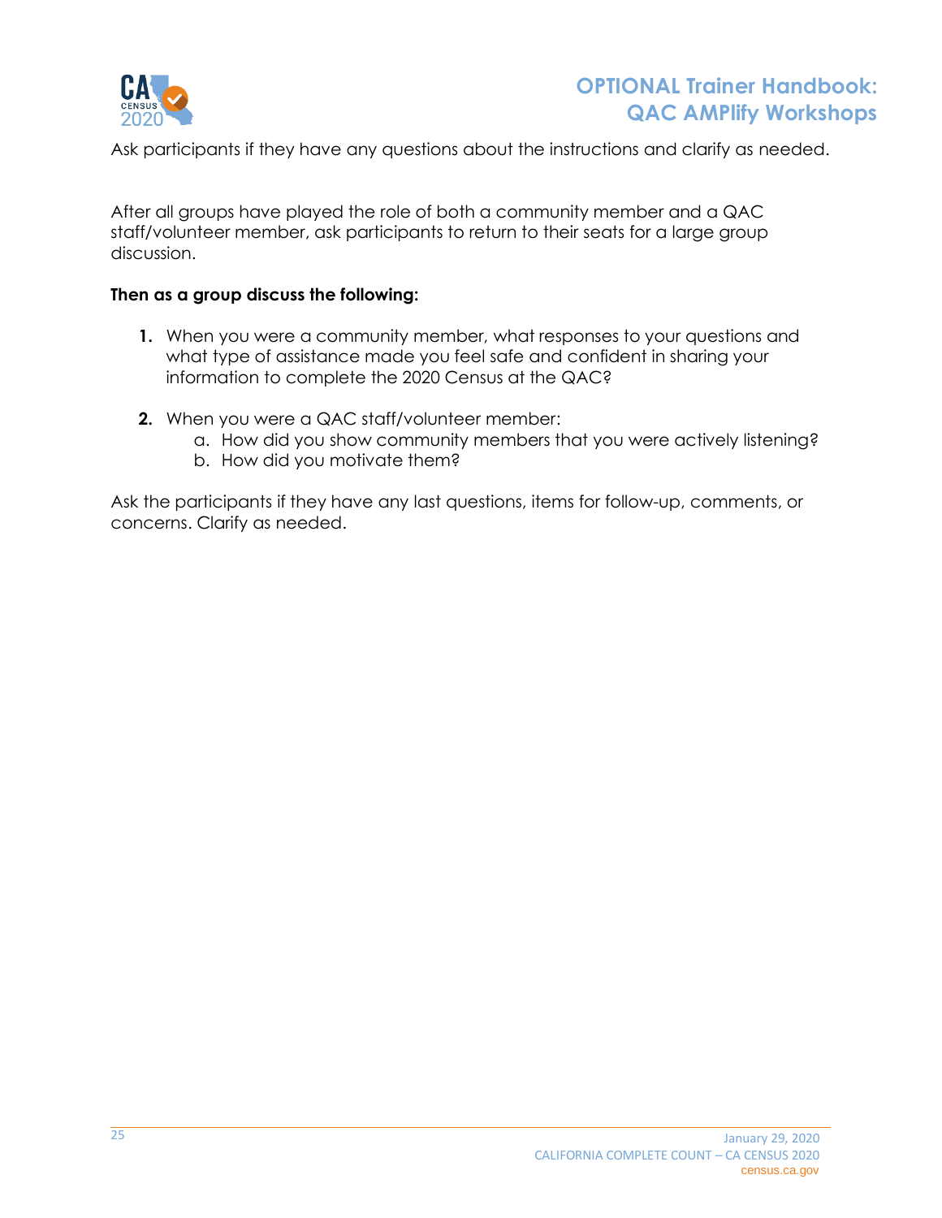Ask participants if they have any questions about the instructions and clarify as needed.

After all groups have played the role of both a community member and a QAC staff/volunteer member, ask participants to return to their seats for a large group discussion.

**Then as a group discuss the following:**

1. When you were a community member, what responses to your questions and what type of assistance made you feel safe and confident in sharing your information to complete the 2020 Census at the QAC?

2. When you were a QAC staff/volunteer member:
   a. How did you show community members that you were actively listening?
   b. How did you motivate them?

Ask the participants if they have any last questions, items for follow-up, comments, or concerns. Clarify as needed.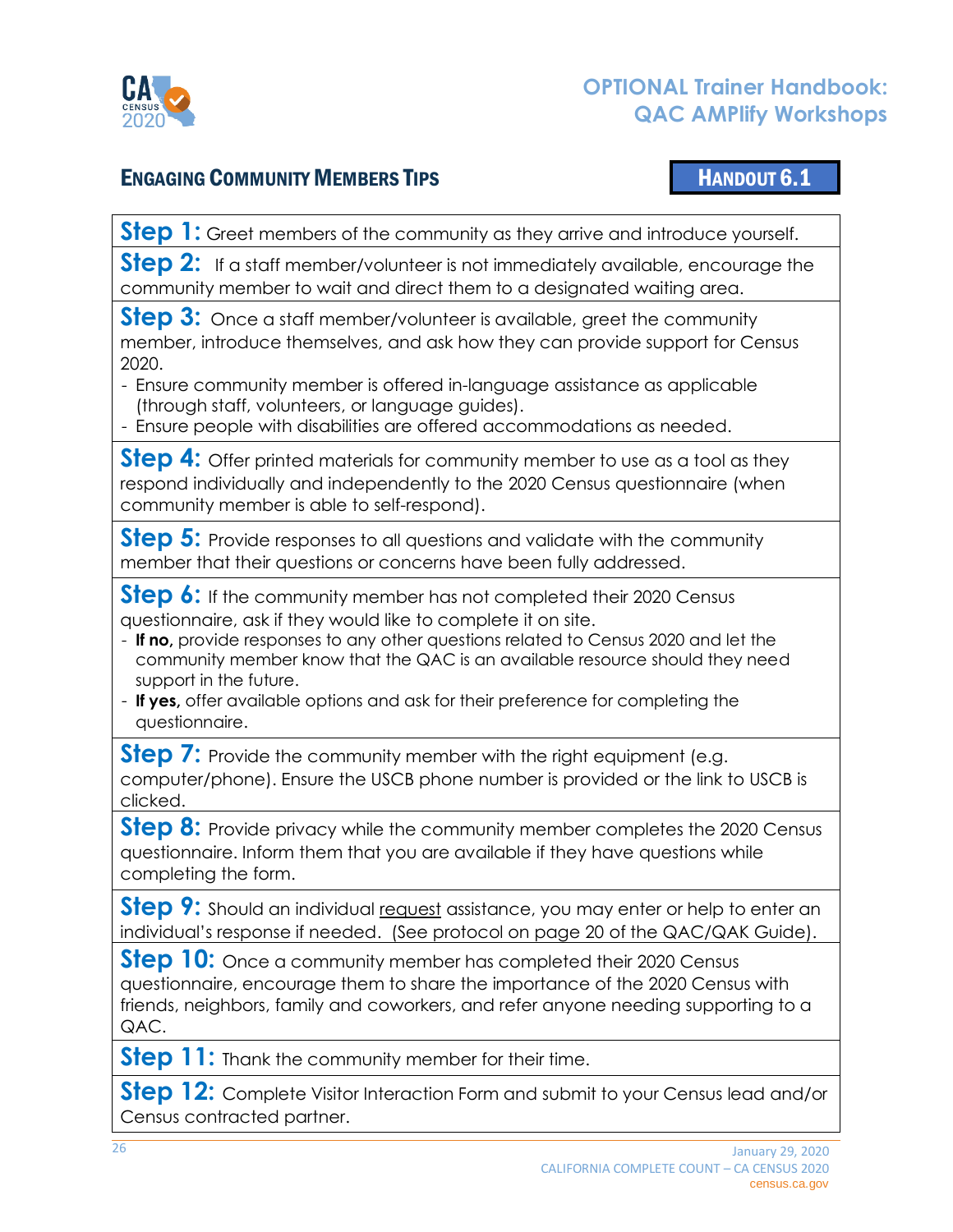## Engaging Community Members Tips

**Handout 6.1**

**Step 1:** Greet members of the community as they arrive and introduce yourself.

**Step 2:** If a staff member/volunteer is not immediately available, encourage the community member to wait and direct them to a designated waiting area.

**Step 3:** Once a staff member/volunteer is available, greet the community member, introduce themselves, and ask how they can provide support for Census 2020.

- Ensure community member is offered in-language assistance as applicable (through staff, volunteers, or language guides).
- Ensure people with disabilities are offered accommodations as needed.

**Step 4:** Offer printed materials for community member to use as a tool as they respond individually and independently to the 2020 Census questionnaire (when community member is able to self-respond).

**Step 5:** Provide responses to all questions and validate with the community member that their questions or concerns have been fully addressed.

**Step 6:** If the community member has not completed their 2020 Census questionnaire, ask if they would like to complete it on site.

- **If no,** provide responses to any other questions related to Census 2020 and let the community member know that the QAC is an available resource should they need support in the future.
- **If yes,** offer available options and ask for their preference for completing the questionnaire.

**Step 7:** Provide the community member with the right equipment (e.g. computer/phone). Ensure the USCB phone number is provided or the link to USCB is clicked.

**Step 8:** Provide privacy while the community member completes the 2020 Census questionnaire. Inform them that you are available if they have questions while completing the form.

**Step 9:** Should an individual request assistance, you may enter or help to enter an individual's response if needed. (See protocol on page 20 of the QAC/QAK Guide).

**Step 10:** Once a community member has completed their 2020 Census questionnaire, encourage them to share the importance of the 2020 Census with friends, neighbors, family and coworkers, and refer anyone needing supporting to a QAC.

**Step 11:** Thank the community member for their time.

**Step 12:** Complete Visitor Interaction Form and submit to your Census lead and/or Census contracted partner.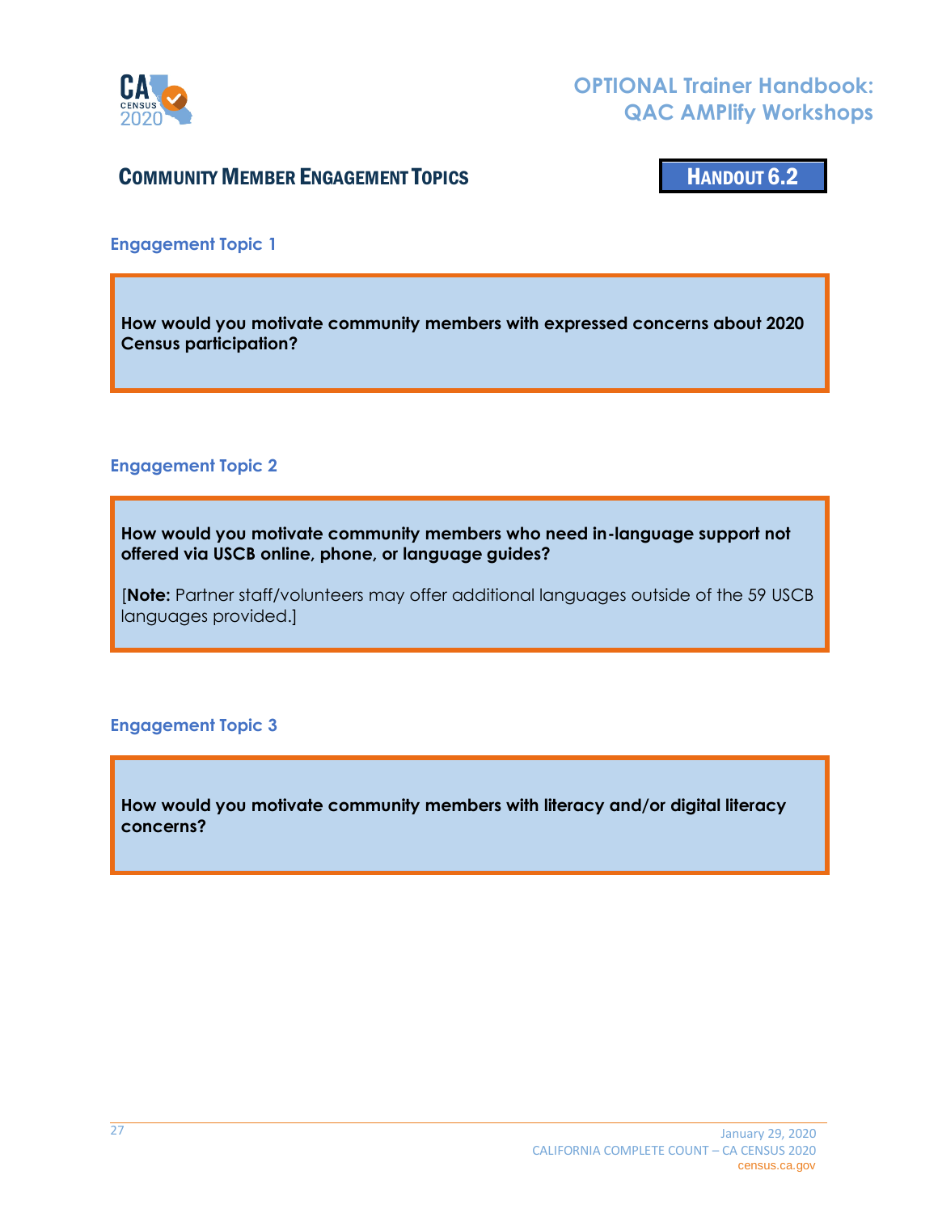## COMMUNITY MEMBER ENGAGEMENT TOPICS

**HANDOUT 6.2**

### Engagement Topic 1

**How would you motivate community members with expressed concerns about 2020 Census participation?**

### Engagement Topic 2

**How would you motivate community members who need in-language support not offered via USCB online, phone, or language guides?**

[**Note:** Partner staff/volunteers may offer additional languages outside of the 59 USCB languages provided.]

### Engagement Topic 3

**How would you motivate community members with literacy and/or digital literacy concerns?**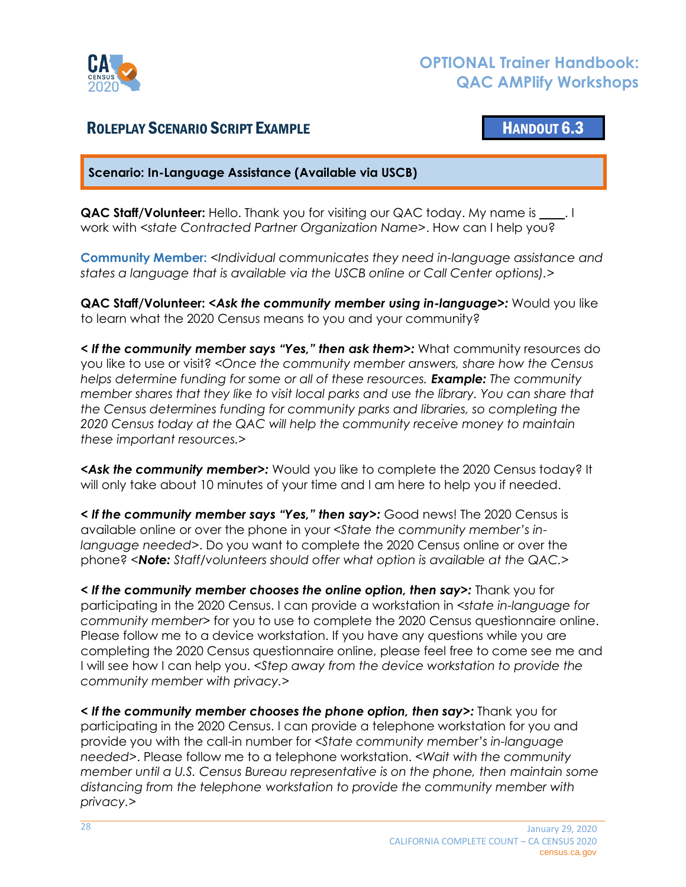## Roleplay Scenario Script Example

**Handout 6.3**

**Scenario: In-Language Assistance (Available via USCB)**

**QAC Staff/Volunteer:** Hello. Thank you for visiting our QAC today. My name is ____. I work with <*state Contracted Partner Organization Name*>. How can I help you?

**Community Member:** <*Individual communicates they need in-language assistance and states a language that is available via the USCB online or Call Center options).*>

**QAC Staff/Volunteer: <*Ask the community member using in-language*>:** Would you like to learn what the 2020 Census means to you and your community?

***< If the community member says "Yes," then ask them>:*** What community resources do you like to use or visit? <*Once the community member answers, share how the Census helps determine funding for some or all of these resources.* ***Example:*** *The community member shares that they like to visit local parks and use the library. You can share that the Census determines funding for community parks and libraries, so completing the 2020 Census today at the QAC will help the community receive money to maintain these important resources.*>

***<Ask the community member>:*** Would you like to complete the 2020 Census today? It will only take about 10 minutes of your time and I am here to help you if needed.

***< If the community member says "Yes," then say>:*** Good news! The 2020 Census is available online or over the phone in your <*State the community member's in-language needed*>. Do you want to complete the 2020 Census online or over the phone? <***Note:*** *Staff/volunteers should offer what option is available at the QAC.*>

***< If the community member chooses the online option, then say>:*** Thank you for participating in the 2020 Census. I can provide a workstation in <*state in-language for community member*> for you to use to complete the 2020 Census questionnaire online. Please follow me to a device workstation. If you have any questions while you are completing the 2020 Census questionnaire online, please feel free to come see me and I will see how I can help you. <*Step away from the device workstation to provide the community member with privacy.*>

***< If the community member chooses the phone option, then say>:*** Thank you for participating in the 2020 Census. I can provide a telephone workstation for you and provide you with the call-in number for <*State community member's in-language needed*>. Please follow me to a telephone workstation. <*Wait with the community member until a U.S. Census Bureau representative is on the phone, then maintain some distancing from the telephone workstation to provide the community member with privacy.*>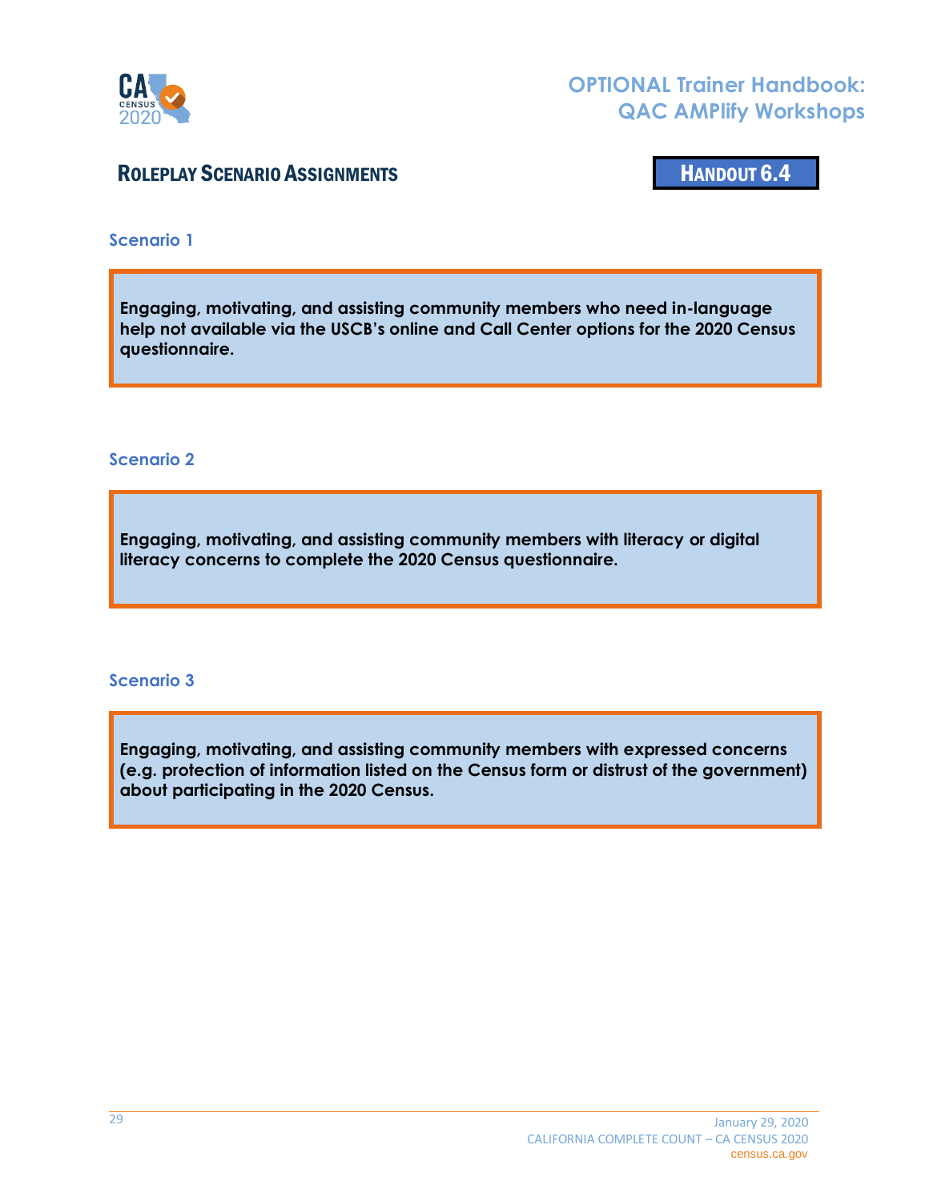## Roleplay Scenario Assignments

**Handout 6.4**

### Scenario 1

**Engaging, motivating, and assisting community members who need in-language help not available via the USCB's online and Call Center options for the 2020 Census questionnaire.**

### Scenario 2

**Engaging, motivating, and assisting community members with literacy or digital literacy concerns to complete the 2020 Census questionnaire.**

### Scenario 3

**Engaging, motivating, and assisting community members with expressed concerns (e.g. protection of information listed on the Census form or distrust of the government) about participating in the 2020 Census.**